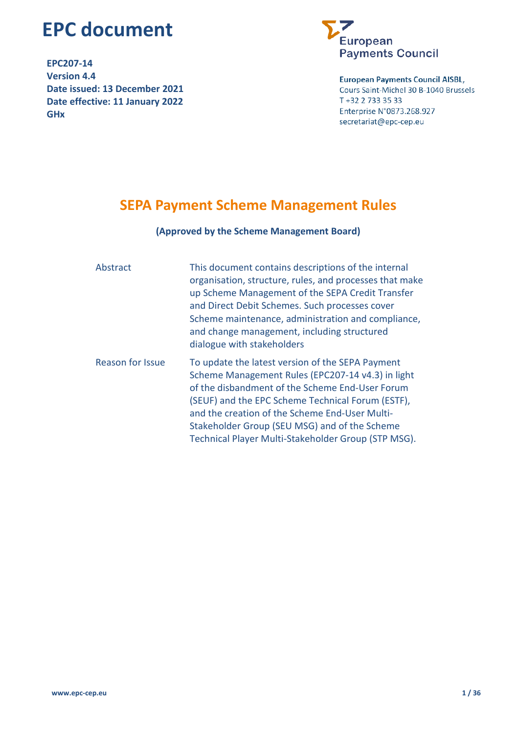# EPC document

**EPC207-14**
**Version 4.4**
**Date issued: 13 December 2021**
**Date effective: 11 January 2022**
**GHx**

European Payments Council

**European Payments Council AISBL,**
Cours Saint-Michel 30 B-1040 Brussels
T +32 2 733 35 33
Enterprise N°0873.268.927
secretariat@epc-cep.eu

## SEPA Payment Scheme Management Rules

**(Approved by the Scheme Management Board)**

| | |
|---|---|
| Abstract | This document contains descriptions of the internal organisation, structure, rules, and processes that make up Scheme Management of the SEPA Credit Transfer and Direct Debit Schemes. Such processes cover Scheme maintenance, administration and compliance, and change management, including structured dialogue with stakeholders |
| Reason for Issue | To update the latest version of the SEPA Payment Scheme Management Rules (EPC207-14 v4.3) in light of the disbandment of the Scheme End-User Forum (SEUF) and the EPC Scheme Technical Forum (ESTF), and the creation of the Scheme End-User Multi-Stakeholder Group (SEU MSG) and of the Scheme Technical Player Multi-Stakeholder Group (STP MSG). |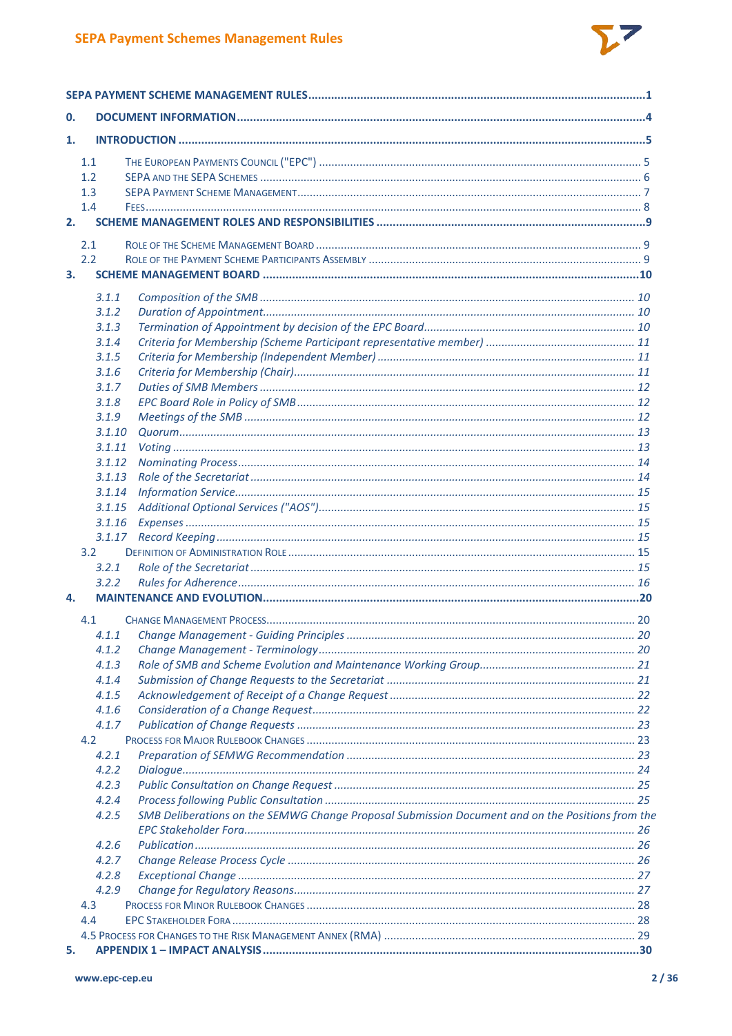**SEPA PAYMENT SCHEME MANAGEMENT RULES** ...... 1

**0. DOCUMENT INFORMATION** ...... 4

**1. INTRODUCTION** ...... 5

- 1.1 The European Payments Council ("EPC") ...... 5
- 1.2 SEPA and the SEPA Schemes ...... 6
- 1.3 SEPA Payment Scheme Management ...... 7
- 1.4 Fees ...... 8

**2. SCHEME MANAGEMENT ROLES AND RESPONSIBILITIES** ...... 9

- 2.1 Role of the Scheme Management Board ...... 9
- 2.2 Role of the Payment Scheme Participants Assembly ...... 9

**3. SCHEME MANAGEMENT BOARD** ...... 10

- *3.1.1 Composition of the SMB* ...... 10
- *3.1.2 Duration of Appointment* ...... 10
- *3.1.3 Termination of Appointment by decision of the EPC Board* ...... 10
- *3.1.4 Criteria for Membership (Scheme Participant representative member)* ...... 11
- *3.1.5 Criteria for Membership (Independent Member)* ...... 11
- *3.1.6 Criteria for Membership (Chair)* ...... 11
- *3.1.7 Duties of SMB Members* ...... 12
- *3.1.8 EPC Board Role in Policy of SMB* ...... 12
- *3.1.9 Meetings of the SMB* ...... 12
- *3.1.10 Quorum* ...... 13
- *3.1.11 Voting* ...... 13
- *3.1.12 Nominating Process* ...... 14
- *3.1.13 Role of the Secretariat* ...... 14
- *3.1.14 Information Service* ...... 15
- *3.1.15 Additional Optional Services ("AOS")* ...... 15
- *3.1.16 Expenses* ...... 15
- *3.1.17 Record Keeping* ...... 15
- 3.2 Definition of Administration Role ...... 15
  - *3.2.1 Role of the Secretariat* ...... 15
  - *3.2.2 Rules for Adherence* ...... 16

**4. MAINTENANCE AND EVOLUTION** ...... 20

- 4.1 Change Management Process ...... 20
  - *4.1.1 Change Management - Guiding Principles* ...... 20
  - *4.1.2 Change Management - Terminology* ...... 20
  - *4.1.3 Role of SMB and Scheme Evolution and Maintenance Working Group* ...... 21
  - *4.1.4 Submission of Change Requests to the Secretariat* ...... 21
  - *4.1.5 Acknowledgement of Receipt of a Change Request* ...... 22
  - *4.1.6 Consideration of a Change Request* ...... 22
  - *4.1.7 Publication of Change Requests* ...... 23
- 4.2 Process for Major Rulebook Changes ...... 23
  - *4.2.1 Preparation of SEMWG Recommendation* ...... 23
  - *4.2.2 Dialogue* ...... 24
  - *4.2.3 Public Consultation on Change Request* ...... 25
  - *4.2.4 Process following Public Consultation* ...... 25
  - *4.2.5 SMB Deliberations on the SEMWG Change Proposal Submission Document and on the Positions from the EPC Stakeholder Fora* ...... 26
  - *4.2.6 Publication* ...... 26
  - *4.2.7 Change Release Process Cycle* ...... 26
  - *4.2.8 Exceptional Change* ...... 27
  - *4.2.9 Change for Regulatory Reasons* ...... 27
- 4.3 Process for Minor Rulebook Changes ...... 28
- 4.4 EPC Stakeholder Fora ...... 28
- 4.5 Process for Changes to the Risk Management Annex (RMA) ...... 29

**5. APPENDIX 1 – IMPACT ANALYSIS** ...... 30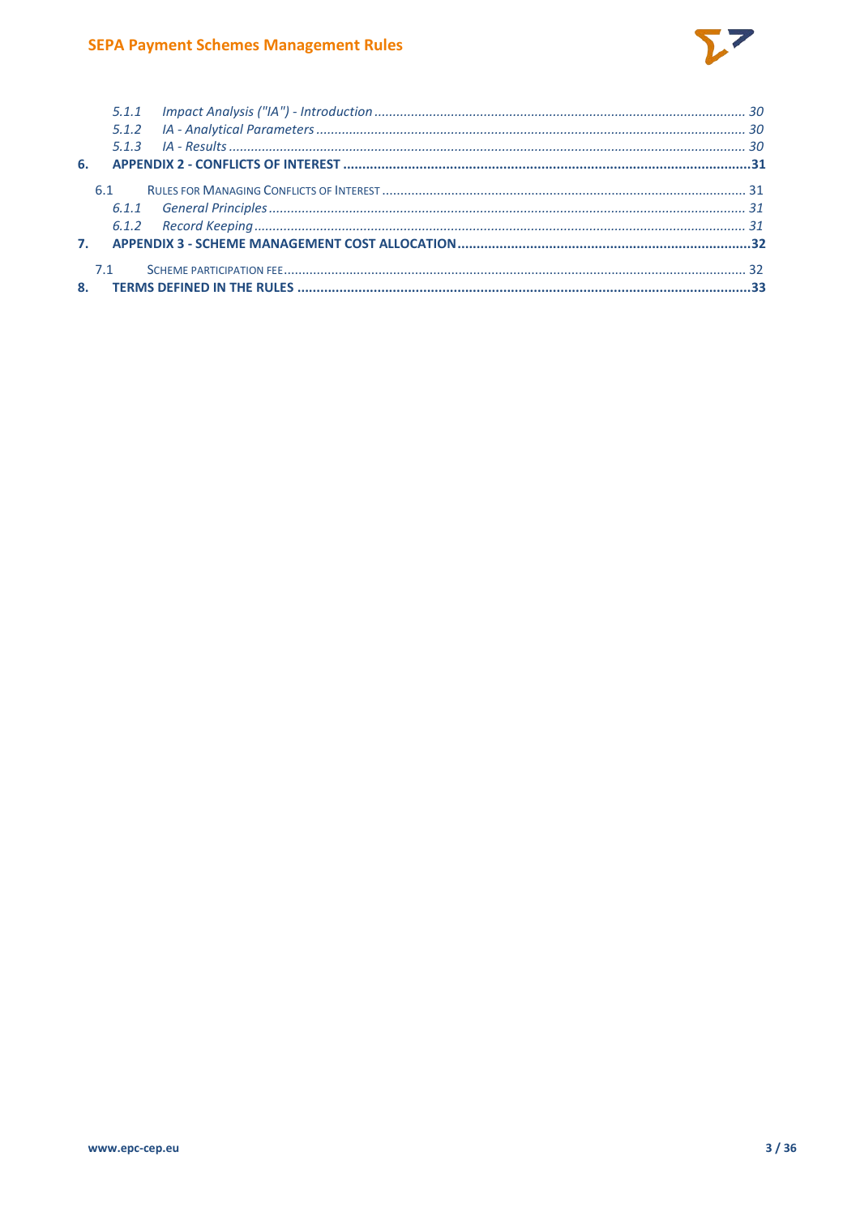- 5.1.1 *Impact Analysis ("IA") - Introduction* ..... 30
- 5.1.2 *IA - Analytical Parameters* ..... 30
- 5.1.3 *IA - Results* ..... 30

**6. APPENDIX 2 - CONFLICTS OF INTEREST ..... 31**

- 6.1 RULES FOR MANAGING CONFLICTS OF INTEREST ..... 31
  - 6.1.1 *General Principles* ..... 31
  - 6.1.2 *Record Keeping* ..... 31

**7. APPENDIX 3 - SCHEME MANAGEMENT COST ALLOCATION ..... 32**

- 7.1 SCHEME PARTICIPATION FEE ..... 32

**8. TERMS DEFINED IN THE RULES ..... 33**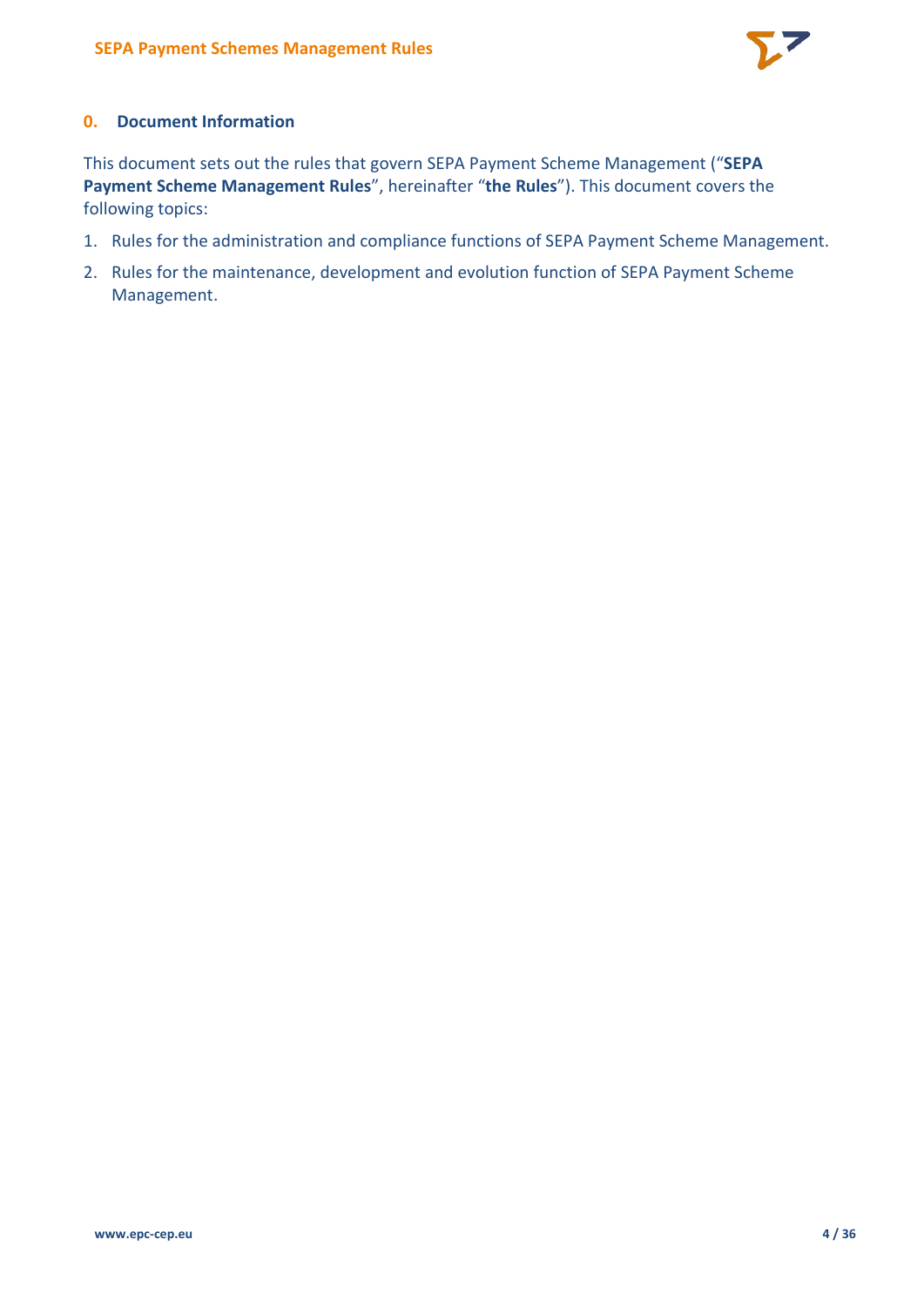## 0. Document Information

This document sets out the rules that govern SEPA Payment Scheme Management ("**SEPA Payment Scheme Management Rules**", hereinafter "**the Rules**"). This document covers the following topics:

1. Rules for the administration and compliance functions of SEPA Payment Scheme Management.
2. Rules for the maintenance, development and evolution function of SEPA Payment Scheme Management.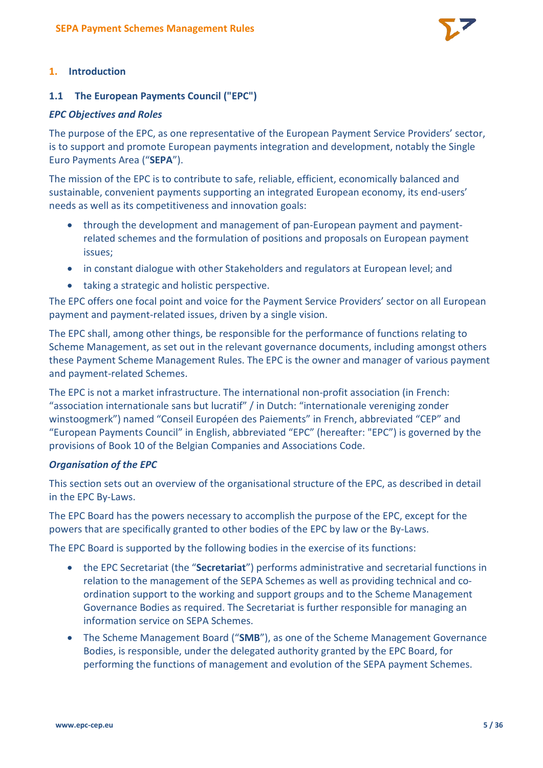# 1. Introduction

## 1.1 The European Payments Council ("EPC")

***EPC Objectives and Roles***

The purpose of the EPC, as one representative of the European Payment Service Providers' sector, is to support and promote European payments integration and development, notably the Single Euro Payments Area ("**SEPA**").

The mission of the EPC is to contribute to safe, reliable, efficient, economically balanced and sustainable, convenient payments supporting an integrated European economy, its end-users' needs as well as its competitiveness and innovation goals:

- through the development and management of pan-European payment and payment-related schemes and the formulation of positions and proposals on European payment issues;
- in constant dialogue with other Stakeholders and regulators at European level; and
- taking a strategic and holistic perspective.

The EPC offers one focal point and voice for the Payment Service Providers' sector on all European payment and payment-related issues, driven by a single vision.

The EPC shall, among other things, be responsible for the performance of functions relating to Scheme Management, as set out in the relevant governance documents, including amongst others these Payment Scheme Management Rules. The EPC is the owner and manager of various payment and payment-related Schemes.

The EPC is not a market infrastructure. The international non-profit association (in French: "association internationale sans but lucratif" / in Dutch: "internationale vereniging zonder winstoogmerk") named "Conseil Européen des Paiements" in French, abbreviated "CEP" and "European Payments Council" in English, abbreviated "EPC" (hereafter: "EPC") is governed by the provisions of Book 10 of the Belgian Companies and Associations Code.

***Organisation of the EPC***

This section sets out an overview of the organisational structure of the EPC, as described in detail in the EPC By-Laws.

The EPC Board has the powers necessary to accomplish the purpose of the EPC, except for the powers that are specifically granted to other bodies of the EPC by law or the By-Laws.

The EPC Board is supported by the following bodies in the exercise of its functions:

- the EPC Secretariat (the "**Secretariat**") performs administrative and secretarial functions in relation to the management of the SEPA Schemes as well as providing technical and co-ordination support to the working and support groups and to the Scheme Management Governance Bodies as required. The Secretariat is further responsible for managing an information service on SEPA Schemes.
- The Scheme Management Board ("**SMB**"), as one of the Scheme Management Governance Bodies, is responsible, under the delegated authority granted by the EPC Board, for performing the functions of management and evolution of the SEPA payment Schemes.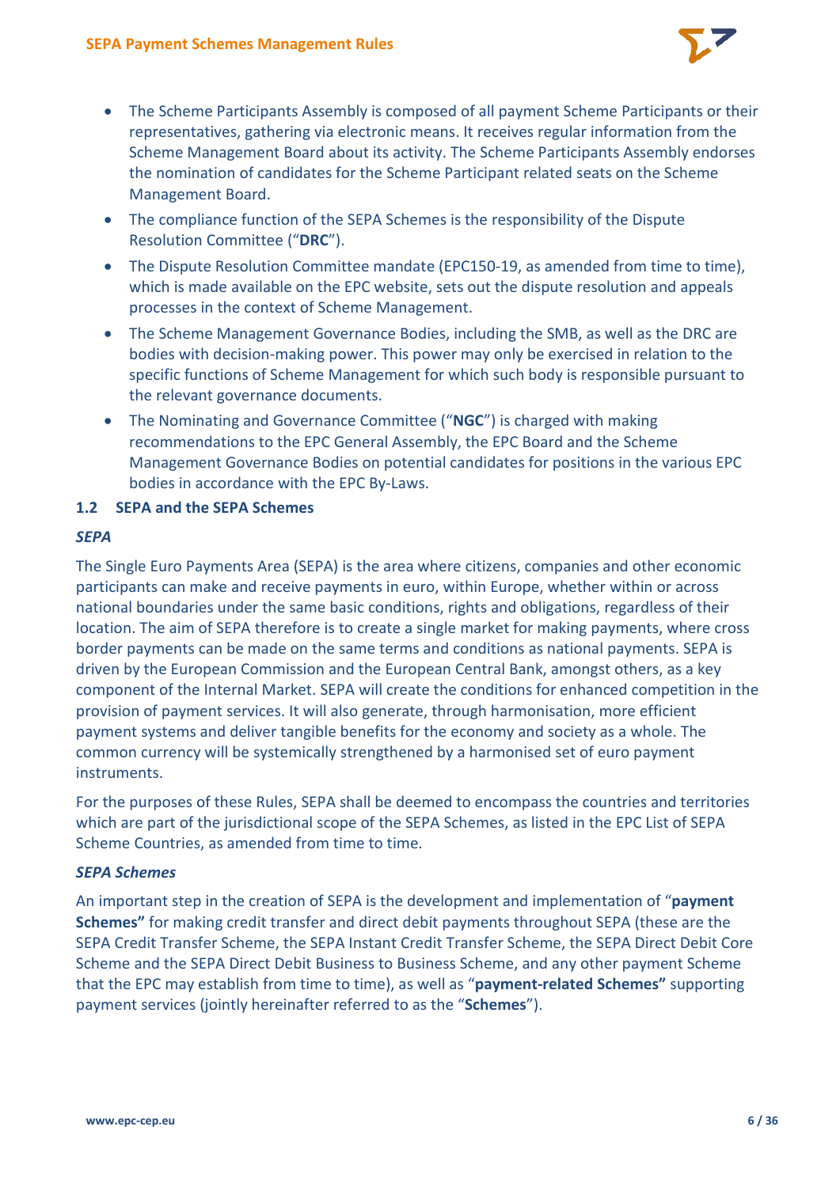- The Scheme Participants Assembly is composed of all payment Scheme Participants or their representatives, gathering via electronic means. It receives regular information from the Scheme Management Board about its activity. The Scheme Participants Assembly endorses the nomination of candidates for the Scheme Participant related seats on the Scheme Management Board.
- The compliance function of the SEPA Schemes is the responsibility of the Dispute Resolution Committee ("**DRC**").
- The Dispute Resolution Committee mandate (EPC150-19, as amended from time to time), which is made available on the EPC website, sets out the dispute resolution and appeals processes in the context of Scheme Management.
- The Scheme Management Governance Bodies, including the SMB, as well as the DRC are bodies with decision-making power. This power may only be exercised in relation to the specific functions of Scheme Management for which such body is responsible pursuant to the relevant governance documents.
- The Nominating and Governance Committee ("**NGC**") is charged with making recommendations to the EPC General Assembly, the EPC Board and the Scheme Management Governance Bodies on potential candidates for positions in the various EPC bodies in accordance with the EPC By-Laws.

## 1.2 SEPA and the SEPA Schemes

### *SEPA*

The Single Euro Payments Area (SEPA) is the area where citizens, companies and other economic participants can make and receive payments in euro, within Europe, whether within or across national boundaries under the same basic conditions, rights and obligations, regardless of their location. The aim of SEPA therefore is to create a single market for making payments, where cross border payments can be made on the same terms and conditions as national payments. SEPA is driven by the European Commission and the European Central Bank, amongst others, as a key component of the Internal Market. SEPA will create the conditions for enhanced competition in the provision of payment services. It will also generate, through harmonisation, more efficient payment systems and deliver tangible benefits for the economy and society as a whole. The common currency will be systemically strengthened by a harmonised set of euro payment instruments.

For the purposes of these Rules, SEPA shall be deemed to encompass the countries and territories which are part of the jurisdictional scope of the SEPA Schemes, as listed in the EPC List of SEPA Scheme Countries, as amended from time to time.

### *SEPA Schemes*

An important step in the creation of SEPA is the development and implementation of "**payment Schemes"** for making credit transfer and direct debit payments throughout SEPA (these are the SEPA Credit Transfer Scheme, the SEPA Instant Credit Transfer Scheme, the SEPA Direct Debit Core Scheme and the SEPA Direct Debit Business to Business Scheme, and any other payment Scheme that the EPC may establish from time to time), as well as "**payment-related Schemes"** supporting payment services (jointly hereinafter referred to as the "**Schemes**").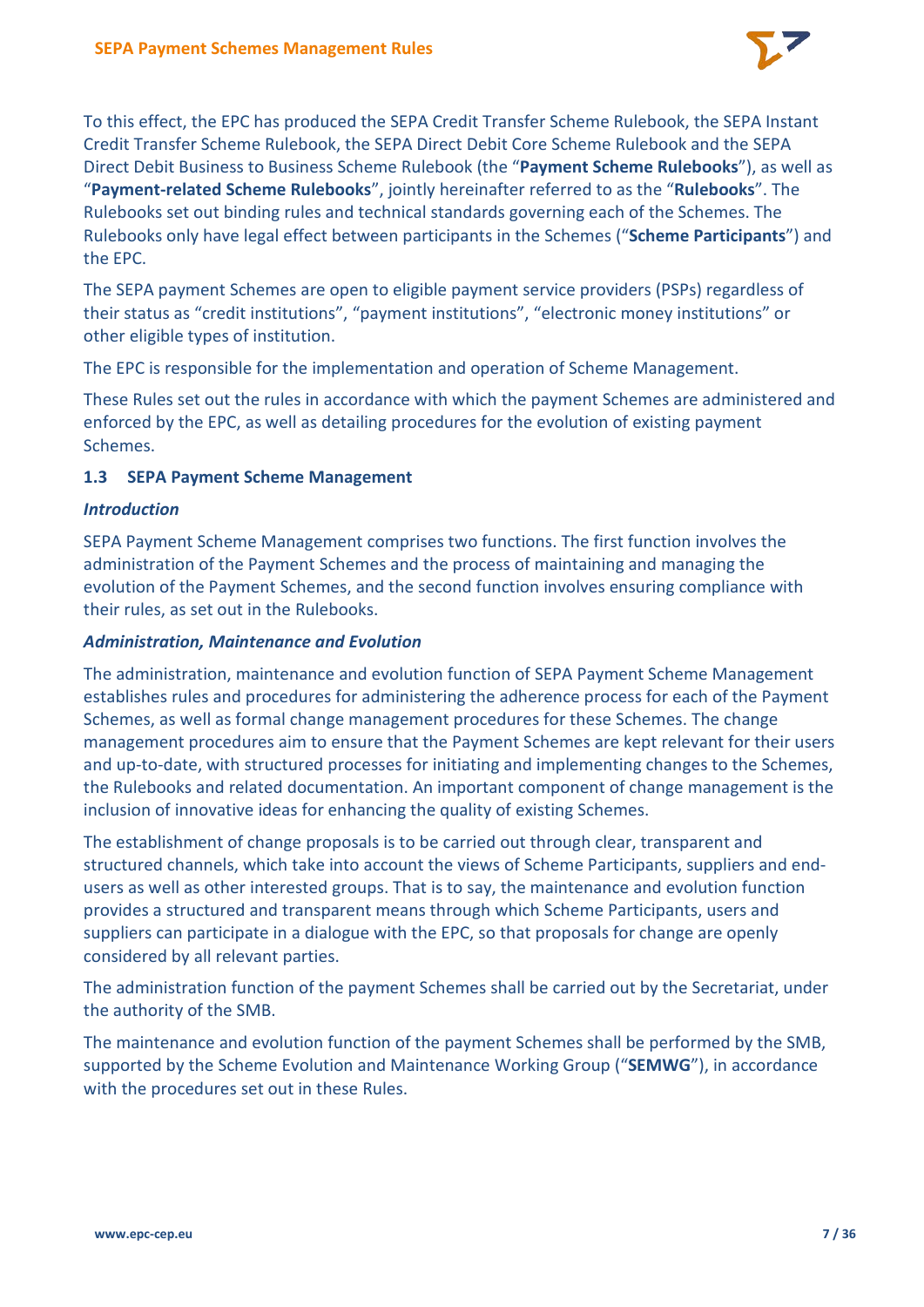To this effect, the EPC has produced the SEPA Credit Transfer Scheme Rulebook, the SEPA Instant Credit Transfer Scheme Rulebook, the SEPA Direct Debit Core Scheme Rulebook and the SEPA Direct Debit Business to Business Scheme Rulebook (the "**Payment Scheme Rulebooks**"), as well as "**Payment-related Scheme Rulebooks**", jointly hereinafter referred to as the "**Rulebooks**". The Rulebooks set out binding rules and technical standards governing each of the Schemes. The Rulebooks only have legal effect between participants in the Schemes ("**Scheme Participants**") and the EPC.

The SEPA payment Schemes are open to eligible payment service providers (PSPs) regardless of their status as "credit institutions", "payment institutions", "electronic money institutions" or other eligible types of institution.

The EPC is responsible for the implementation and operation of Scheme Management.

These Rules set out the rules in accordance with which the payment Schemes are administered and enforced by the EPC, as well as detailing procedures for the evolution of existing payment Schemes.

### 1.3 SEPA Payment Scheme Management

***Introduction***

SEPA Payment Scheme Management comprises two functions. The first function involves the administration of the Payment Schemes and the process of maintaining and managing the evolution of the Payment Schemes, and the second function involves ensuring compliance with their rules, as set out in the Rulebooks.

***Administration, Maintenance and Evolution***

The administration, maintenance and evolution function of SEPA Payment Scheme Management establishes rules and procedures for administering the adherence process for each of the Payment Schemes, as well as formal change management procedures for these Schemes. The change management procedures aim to ensure that the Payment Schemes are kept relevant for their users and up-to-date, with structured processes for initiating and implementing changes to the Schemes, the Rulebooks and related documentation. An important component of change management is the inclusion of innovative ideas for enhancing the quality of existing Schemes.

The establishment of change proposals is to be carried out through clear, transparent and structured channels, which take into account the views of Scheme Participants, suppliers and end-users as well as other interested groups. That is to say, the maintenance and evolution function provides a structured and transparent means through which Scheme Participants, users and suppliers can participate in a dialogue with the EPC, so that proposals for change are openly considered by all relevant parties.

The administration function of the payment Schemes shall be carried out by the Secretariat, under the authority of the SMB.

The maintenance and evolution function of the payment Schemes shall be performed by the SMB, supported by the Scheme Evolution and Maintenance Working Group ("**SEMWG**"), in accordance with the procedures set out in these Rules.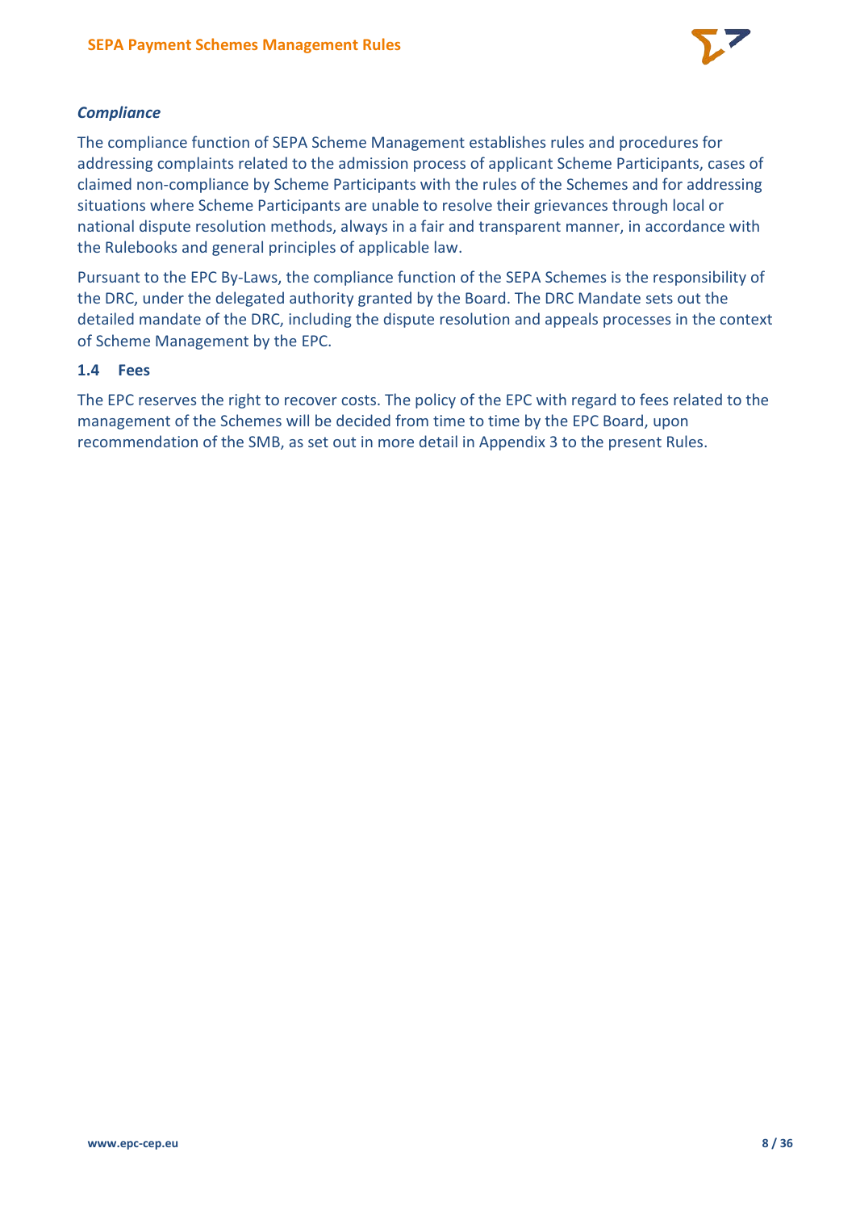*Compliance*

The compliance function of SEPA Scheme Management establishes rules and procedures for addressing complaints related to the admission process of applicant Scheme Participants, cases of claimed non-compliance by Scheme Participants with the rules of the Schemes and for addressing situations where Scheme Participants are unable to resolve their grievances through local or national dispute resolution methods, always in a fair and transparent manner, in accordance with the Rulebooks and general principles of applicable law.

Pursuant to the EPC By-Laws, the compliance function of the SEPA Schemes is the responsibility of the DRC, under the delegated authority granted by the Board. The DRC Mandate sets out the detailed mandate of the DRC, including the dispute resolution and appeals processes in the context of Scheme Management by the EPC.

### 1.4 Fees

The EPC reserves the right to recover costs. The policy of the EPC with regard to fees related to the management of the Schemes will be decided from time to time by the EPC Board, upon recommendation of the SMB, as set out in more detail in Appendix 3 to the present Rules.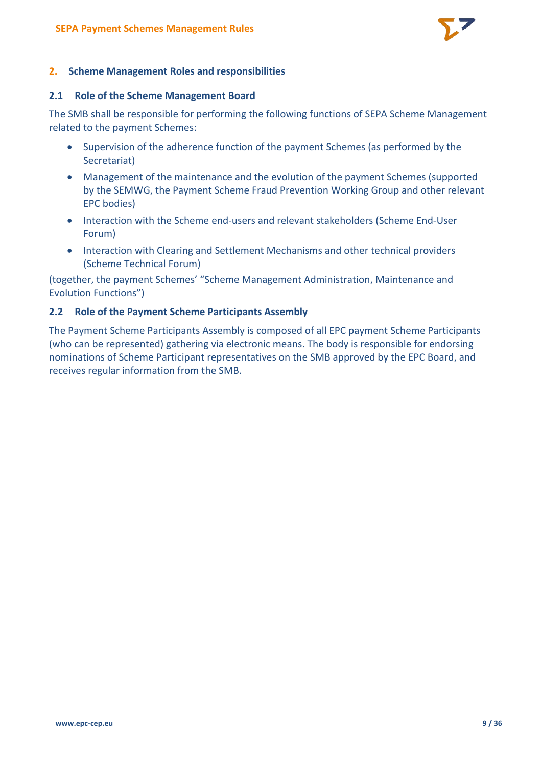## 2. Scheme Management Roles and responsibilities

### 2.1 Role of the Scheme Management Board

The SMB shall be responsible for performing the following functions of SEPA Scheme Management related to the payment Schemes:

- Supervision of the adherence function of the payment Schemes (as performed by the Secretariat)
- Management of the maintenance and the evolution of the payment Schemes (supported by the SEMWG, the Payment Scheme Fraud Prevention Working Group and other relevant EPC bodies)
- Interaction with the Scheme end-users and relevant stakeholders (Scheme End-User Forum)
- Interaction with Clearing and Settlement Mechanisms and other technical providers (Scheme Technical Forum)

(together, the payment Schemes' "Scheme Management Administration, Maintenance and Evolution Functions")

### 2.2 Role of the Payment Scheme Participants Assembly

The Payment Scheme Participants Assembly is composed of all EPC payment Scheme Participants (who can be represented) gathering via electronic means. The body is responsible for endorsing nominations of Scheme Participant representatives on the SMB approved by the EPC Board, and receives regular information from the SMB.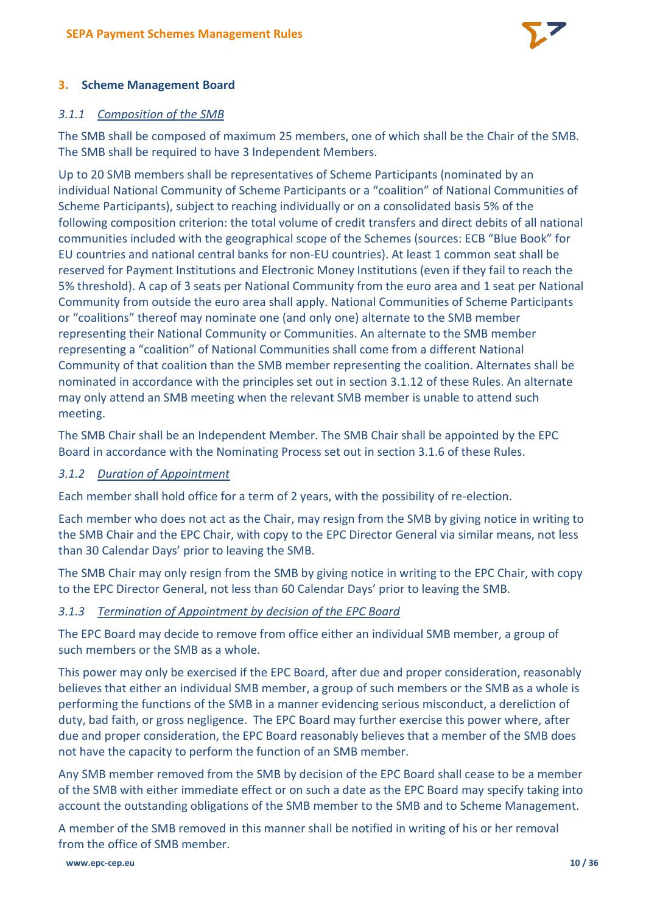## 3. Scheme Management Board

### *3.1.1 Composition of the SMB*

The SMB shall be composed of maximum 25 members, one of which shall be the Chair of the SMB. The SMB shall be required to have 3 Independent Members.

Up to 20 SMB members shall be representatives of Scheme Participants (nominated by an individual National Community of Scheme Participants or a "coalition" of National Communities of Scheme Participants), subject to reaching individually or on a consolidated basis 5% of the following composition criterion: the total volume of credit transfers and direct debits of all national communities included with the geographical scope of the Schemes (sources: ECB "Blue Book" for EU countries and national central banks for non-EU countries). At least 1 common seat shall be reserved for Payment Institutions and Electronic Money Institutions (even if they fail to reach the 5% threshold). A cap of 3 seats per National Community from the euro area and 1 seat per National Community from outside the euro area shall apply. National Communities of Scheme Participants or "coalitions" thereof may nominate one (and only one) alternate to the SMB member representing their National Community or Communities. An alternate to the SMB member representing a "coalition" of National Communities shall come from a different National Community of that coalition than the SMB member representing the coalition. Alternates shall be nominated in accordance with the principles set out in section 3.1.12 of these Rules. An alternate may only attend an SMB meeting when the relevant SMB member is unable to attend such meeting.

The SMB Chair shall be an Independent Member. The SMB Chair shall be appointed by the EPC Board in accordance with the Nominating Process set out in section 3.1.6 of these Rules.

### *3.1.2 Duration of Appointment*

Each member shall hold office for a term of 2 years, with the possibility of re-election.

Each member who does not act as the Chair, may resign from the SMB by giving notice in writing to the SMB Chair and the EPC Chair, with copy to the EPC Director General via similar means, not less than 30 Calendar Days' prior to leaving the SMB.

The SMB Chair may only resign from the SMB by giving notice in writing to the EPC Chair, with copy to the EPC Director General, not less than 60 Calendar Days' prior to leaving the SMB.

### *3.1.3 Termination of Appointment by decision of the EPC Board*

The EPC Board may decide to remove from office either an individual SMB member, a group of such members or the SMB as a whole.

This power may only be exercised if the EPC Board, after due and proper consideration, reasonably believes that either an individual SMB member, a group of such members or the SMB as a whole is performing the functions of the SMB in a manner evidencing serious misconduct, a dereliction of duty, bad faith, or gross negligence. The EPC Board may further exercise this power where, after due and proper consideration, the EPC Board reasonably believes that a member of the SMB does not have the capacity to perform the function of an SMB member.

Any SMB member removed from the SMB by decision of the EPC Board shall cease to be a member of the SMB with either immediate effect or on such a date as the EPC Board may specify taking into account the outstanding obligations of the SMB member to the SMB and to Scheme Management.

A member of the SMB removed in this manner shall be notified in writing of his or her removal from the office of SMB member.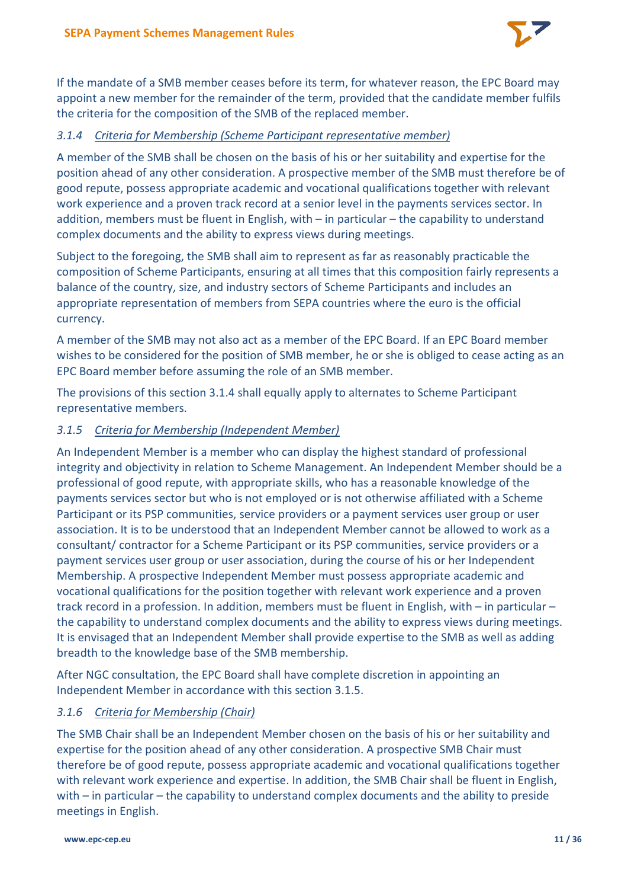If the mandate of a SMB member ceases before its term, for whatever reason, the EPC Board may appoint a new member for the remainder of the term, provided that the candidate member fulfils the criteria for the composition of the SMB of the replaced member.

### *3.1.4 Criteria for Membership (Scheme Participant representative member)*

A member of the SMB shall be chosen on the basis of his or her suitability and expertise for the position ahead of any other consideration. A prospective member of the SMB must therefore be of good repute, possess appropriate academic and vocational qualifications together with relevant work experience and a proven track record at a senior level in the payments services sector. In addition, members must be fluent in English, with – in particular – the capability to understand complex documents and the ability to express views during meetings.

Subject to the foregoing, the SMB shall aim to represent as far as reasonably practicable the composition of Scheme Participants, ensuring at all times that this composition fairly represents a balance of the country, size, and industry sectors of Scheme Participants and includes an appropriate representation of members from SEPA countries where the euro is the official currency.

A member of the SMB may not also act as a member of the EPC Board. If an EPC Board member wishes to be considered for the position of SMB member, he or she is obliged to cease acting as an EPC Board member before assuming the role of an SMB member.

The provisions of this section 3.1.4 shall equally apply to alternates to Scheme Participant representative members.

### *3.1.5 Criteria for Membership (Independent Member)*

An Independent Member is a member who can display the highest standard of professional integrity and objectivity in relation to Scheme Management. An Independent Member should be a professional of good repute, with appropriate skills, who has a reasonable knowledge of the payments services sector but who is not employed or is not otherwise affiliated with a Scheme Participant or its PSP communities, service providers or a payment services user group or user association. It is to be understood that an Independent Member cannot be allowed to work as a consultant/ contractor for a Scheme Participant or its PSP communities, service providers or a payment services user group or user association, during the course of his or her Independent Membership. A prospective Independent Member must possess appropriate academic and vocational qualifications for the position together with relevant work experience and a proven track record in a profession. In addition, members must be fluent in English, with – in particular – the capability to understand complex documents and the ability to express views during meetings. It is envisaged that an Independent Member shall provide expertise to the SMB as well as adding breadth to the knowledge base of the SMB membership.

After NGC consultation, the EPC Board shall have complete discretion in appointing an Independent Member in accordance with this section 3.1.5.

### *3.1.6 Criteria for Membership (Chair)*

The SMB Chair shall be an Independent Member chosen on the basis of his or her suitability and expertise for the position ahead of any other consideration. A prospective SMB Chair must therefore be of good repute, possess appropriate academic and vocational qualifications together with relevant work experience and expertise. In addition, the SMB Chair shall be fluent in English, with – in particular – the capability to understand complex documents and the ability to preside meetings in English.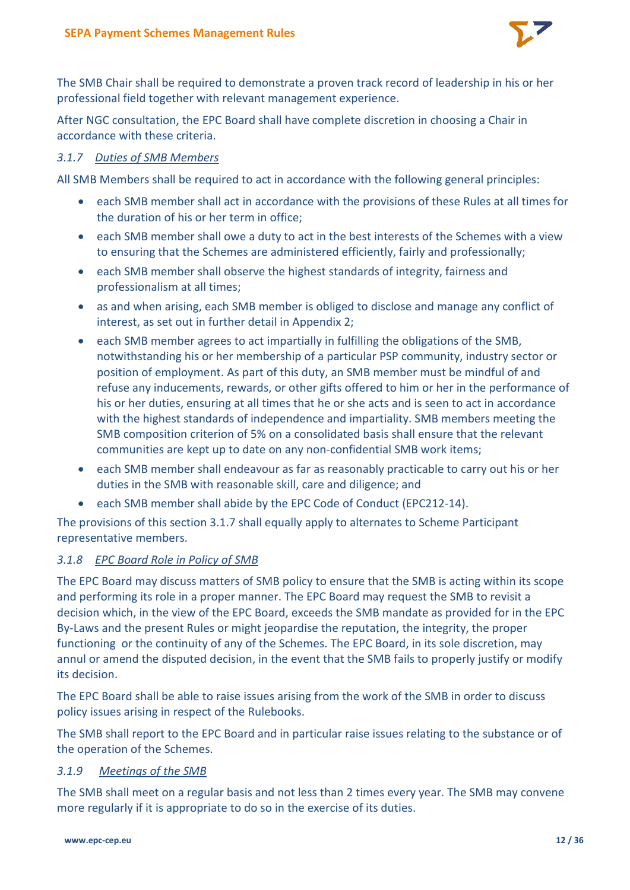The SMB Chair shall be required to demonstrate a proven track record of leadership in his or her professional field together with relevant management experience.

After NGC consultation, the EPC Board shall have complete discretion in choosing a Chair in accordance with these criteria.

### 3.1.7 *Duties of SMB Members*

All SMB Members shall be required to act in accordance with the following general principles:

- each SMB member shall act in accordance with the provisions of these Rules at all times for the duration of his or her term in office;
- each SMB member shall owe a duty to act in the best interests of the Schemes with a view to ensuring that the Schemes are administered efficiently, fairly and professionally;
- each SMB member shall observe the highest standards of integrity, fairness and professionalism at all times;
- as and when arising, each SMB member is obliged to disclose and manage any conflict of interest, as set out in further detail in Appendix 2;
- each SMB member agrees to act impartially in fulfilling the obligations of the SMB, notwithstanding his or her membership of a particular PSP community, industry sector or position of employment. As part of this duty, an SMB member must be mindful of and refuse any inducements, rewards, or other gifts offered to him or her in the performance of his or her duties, ensuring at all times that he or she acts and is seen to act in accordance with the highest standards of independence and impartiality. SMB members meeting the SMB composition criterion of 5% on a consolidated basis shall ensure that the relevant communities are kept up to date on any non-confidential SMB work items;
- each SMB member shall endeavour as far as reasonably practicable to carry out his or her duties in the SMB with reasonable skill, care and diligence; and
- each SMB member shall abide by the EPC Code of Conduct (EPC212-14).

The provisions of this section 3.1.7 shall equally apply to alternates to Scheme Participant representative members.

### 3.1.8 *EPC Board Role in Policy of SMB*

The EPC Board may discuss matters of SMB policy to ensure that the SMB is acting within its scope and performing its role in a proper manner. The EPC Board may request the SMB to revisit a decision which, in the view of the EPC Board, exceeds the SMB mandate as provided for in the EPC By-Laws and the present Rules or might jeopardise the reputation, the integrity, the proper functioning or the continuity of any of the Schemes. The EPC Board, in its sole discretion, may annul or amend the disputed decision, in the event that the SMB fails to properly justify or modify its decision.

The EPC Board shall be able to raise issues arising from the work of the SMB in order to discuss policy issues arising in respect of the Rulebooks.

The SMB shall report to the EPC Board and in particular raise issues relating to the substance or of the operation of the Schemes.

### 3.1.9 *Meetings of the SMB*

The SMB shall meet on a regular basis and not less than 2 times every year. The SMB may convene more regularly if it is appropriate to do so in the exercise of its duties.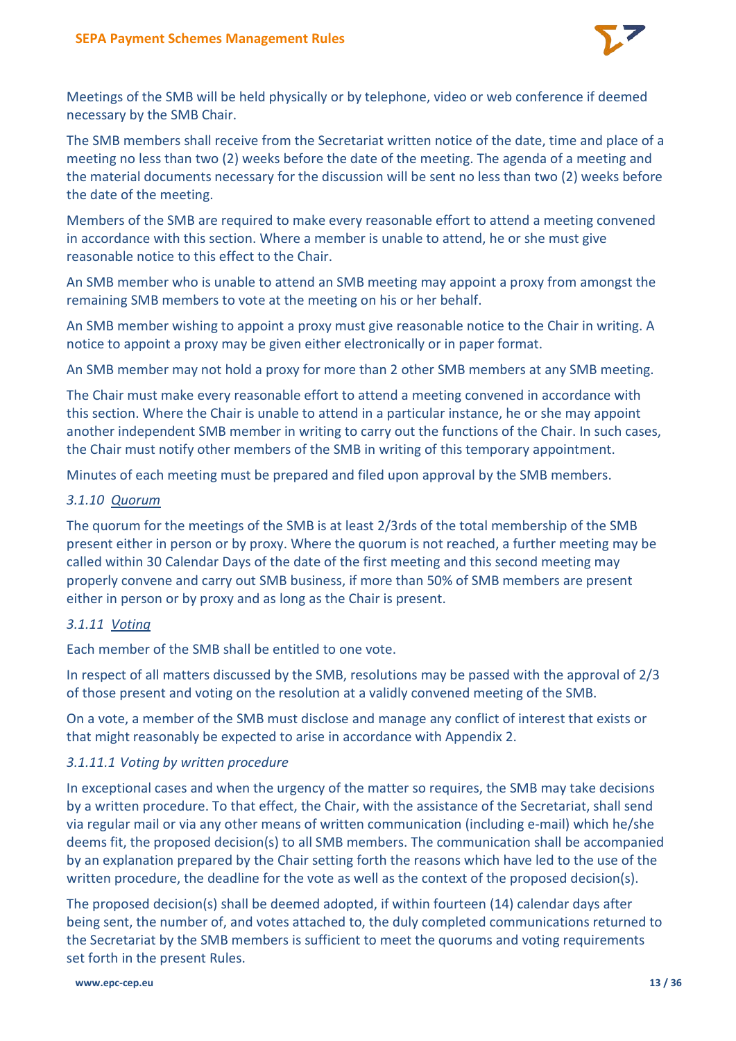Meetings of the SMB will be held physically or by telephone, video or web conference if deemed necessary by the SMB Chair.

The SMB members shall receive from the Secretariat written notice of the date, time and place of a meeting no less than two (2) weeks before the date of the meeting. The agenda of a meeting and the material documents necessary for the discussion will be sent no less than two (2) weeks before the date of the meeting.

Members of the SMB are required to make every reasonable effort to attend a meeting convened in accordance with this section. Where a member is unable to attend, he or she must give reasonable notice to this effect to the Chair.

An SMB member who is unable to attend an SMB meeting may appoint a proxy from amongst the remaining SMB members to vote at the meeting on his or her behalf.

An SMB member wishing to appoint a proxy must give reasonable notice to the Chair in writing. A notice to appoint a proxy may be given either electronically or in paper format.

An SMB member may not hold a proxy for more than 2 other SMB members at any SMB meeting.

The Chair must make every reasonable effort to attend a meeting convened in accordance with this section. Where the Chair is unable to attend in a particular instance, he or she may appoint another independent SMB member in writing to carry out the functions of the Chair. In such cases, the Chair must notify other members of the SMB in writing of this temporary appointment.

Minutes of each meeting must be prepared and filed upon approval by the SMB members.

#### *3.1.10 Quorum*

The quorum for the meetings of the SMB is at least 2/3rds of the total membership of the SMB present either in person or by proxy. Where the quorum is not reached, a further meeting may be called within 30 Calendar Days of the date of the first meeting and this second meeting may properly convene and carry out SMB business, if more than 50% of SMB members are present either in person or by proxy and as long as the Chair is present.

#### *3.1.11 Voting*

Each member of the SMB shall be entitled to one vote.

In respect of all matters discussed by the SMB, resolutions may be passed with the approval of 2/3 of those present and voting on the resolution at a validly convened meeting of the SMB.

On a vote, a member of the SMB must disclose and manage any conflict of interest that exists or that might reasonably be expected to arise in accordance with Appendix 2.

##### *3.1.11.1 Voting by written procedure*

In exceptional cases and when the urgency of the matter so requires, the SMB may take decisions by a written procedure. To that effect, the Chair, with the assistance of the Secretariat, shall send via regular mail or via any other means of written communication (including e-mail) which he/she deems fit, the proposed decision(s) to all SMB members. The communication shall be accompanied by an explanation prepared by the Chair setting forth the reasons which have led to the use of the written procedure, the deadline for the vote as well as the context of the proposed decision(s).

The proposed decision(s) shall be deemed adopted, if within fourteen (14) calendar days after being sent, the number of, and votes attached to, the duly completed communications returned to the Secretariat by the SMB members is sufficient to meet the quorums and voting requirements set forth in the present Rules.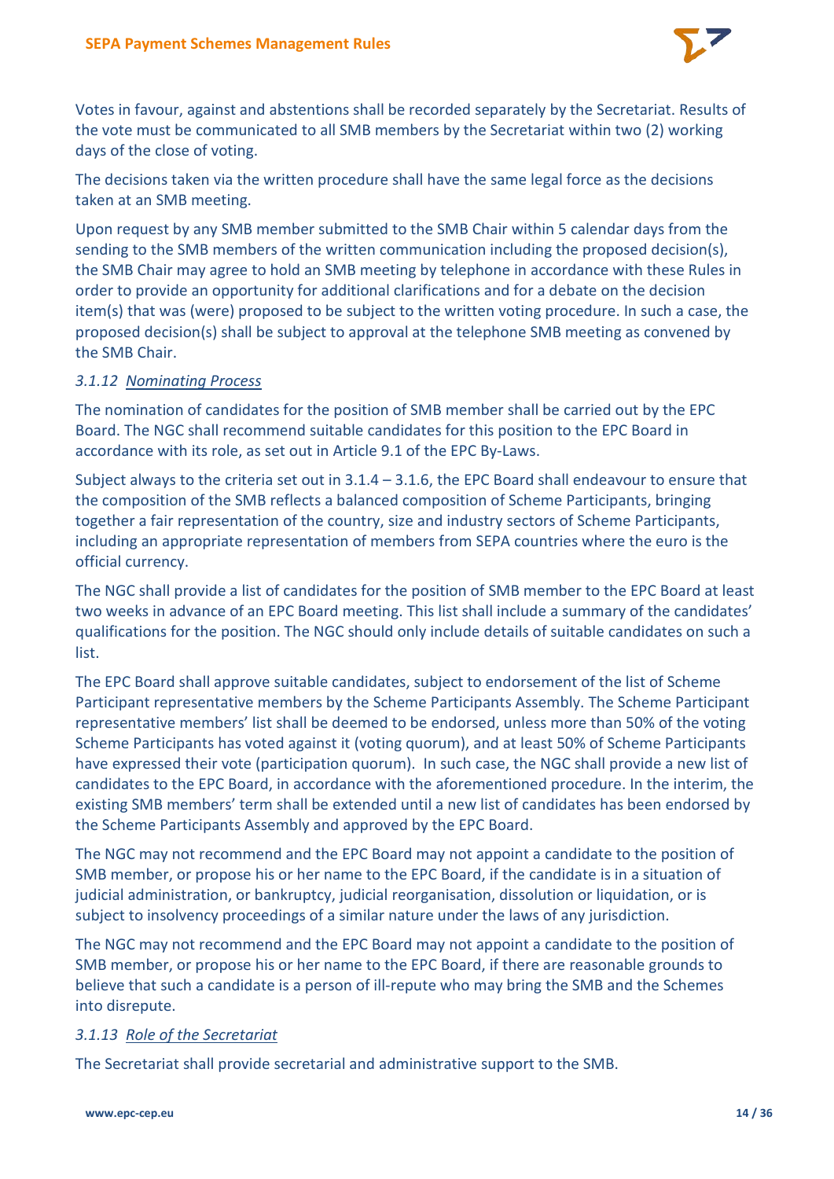Votes in favour, against and abstentions shall be recorded separately by the Secretariat. Results of the vote must be communicated to all SMB members by the Secretariat within two (2) working days of the close of voting.

The decisions taken via the written procedure shall have the same legal force as the decisions taken at an SMB meeting.

Upon request by any SMB member submitted to the SMB Chair within 5 calendar days from the sending to the SMB members of the written communication including the proposed decision(s), the SMB Chair may agree to hold an SMB meeting by telephone in accordance with these Rules in order to provide an opportunity for additional clarifications and for a debate on the decision item(s) that was (were) proposed to be subject to the written voting procedure. In such a case, the proposed decision(s) shall be subject to approval at the telephone SMB meeting as convened by the SMB Chair.

#### *3.1.12 Nominating Process*

The nomination of candidates for the position of SMB member shall be carried out by the EPC Board. The NGC shall recommend suitable candidates for this position to the EPC Board in accordance with its role, as set out in Article 9.1 of the EPC By-Laws.

Subject always to the criteria set out in 3.1.4 – 3.1.6, the EPC Board shall endeavour to ensure that the composition of the SMB reflects a balanced composition of Scheme Participants, bringing together a fair representation of the country, size and industry sectors of Scheme Participants, including an appropriate representation of members from SEPA countries where the euro is the official currency.

The NGC shall provide a list of candidates for the position of SMB member to the EPC Board at least two weeks in advance of an EPC Board meeting. This list shall include a summary of the candidates' qualifications for the position. The NGC should only include details of suitable candidates on such a list.

The EPC Board shall approve suitable candidates, subject to endorsement of the list of Scheme Participant representative members by the Scheme Participants Assembly. The Scheme Participant representative members' list shall be deemed to be endorsed, unless more than 50% of the voting Scheme Participants has voted against it (voting quorum), and at least 50% of Scheme Participants have expressed their vote (participation quorum). In such case, the NGC shall provide a new list of candidates to the EPC Board, in accordance with the aforementioned procedure. In the interim, the existing SMB members' term shall be extended until a new list of candidates has been endorsed by the Scheme Participants Assembly and approved by the EPC Board.

The NGC may not recommend and the EPC Board may not appoint a candidate to the position of SMB member, or propose his or her name to the EPC Board, if the candidate is in a situation of judicial administration, or bankruptcy, judicial reorganisation, dissolution or liquidation, or is subject to insolvency proceedings of a similar nature under the laws of any jurisdiction.

The NGC may not recommend and the EPC Board may not appoint a candidate to the position of SMB member, or propose his or her name to the EPC Board, if there are reasonable grounds to believe that such a candidate is a person of ill-repute who may bring the SMB and the Schemes into disrepute.

#### *3.1.13 Role of the Secretariat*

The Secretariat shall provide secretarial and administrative support to the SMB.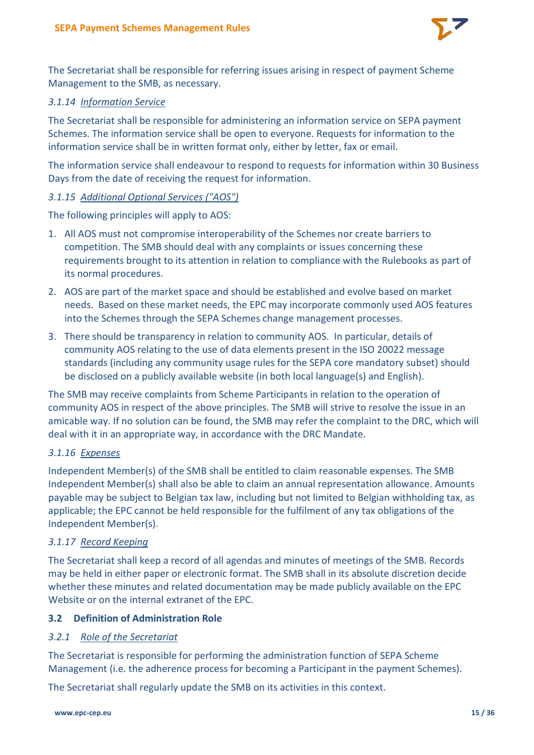The Secretariat shall be responsible for referring issues arising in respect of payment Scheme Management to the SMB, as necessary.

#### *3.1.14 Information Service*

The Secretariat shall be responsible for administering an information service on SEPA payment Schemes. The information service shall be open to everyone. Requests for information to the information service shall be in written format only, either by letter, fax or email.

The information service shall endeavour to respond to requests for information within 30 Business Days from the date of receiving the request for information.

#### *3.1.15 Additional Optional Services ("AOS")*

The following principles will apply to AOS:

1. All AOS must not compromise interoperability of the Schemes nor create barriers to competition. The SMB should deal with any complaints or issues concerning these requirements brought to its attention in relation to compliance with the Rulebooks as part of its normal procedures.
2. AOS are part of the market space and should be established and evolve based on market needs. Based on these market needs, the EPC may incorporate commonly used AOS features into the Schemes through the SEPA Schemes change management processes.
3. There should be transparency in relation to community AOS. In particular, details of community AOS relating to the use of data elements present in the ISO 20022 message standards (including any community usage rules for the SEPA core mandatory subset) should be disclosed on a publicly available website (in both local language(s) and English).

The SMB may receive complaints from Scheme Participants in relation to the operation of community AOS in respect of the above principles. The SMB will strive to resolve the issue in an amicable way. If no solution can be found, the SMB may refer the complaint to the DRC, which will deal with it in an appropriate way, in accordance with the DRC Mandate.

#### *3.1.16 Expenses*

Independent Member(s) of the SMB shall be entitled to claim reasonable expenses. The SMB Independent Member(s) shall also be able to claim an annual representation allowance. Amounts payable may be subject to Belgian tax law, including but not limited to Belgian withholding tax, as applicable; the EPC cannot be held responsible for the fulfilment of any tax obligations of the Independent Member(s).

#### *3.1.17 Record Keeping*

The Secretariat shall keep a record of all agendas and minutes of meetings of the SMB. Records may be held in either paper or electronic format. The SMB shall in its absolute discretion decide whether these minutes and related documentation may be made publicly available on the EPC Website or on the internal extranet of the EPC.

### 3.2 Definition of Administration Role

#### *3.2.1 Role of the Secretariat*

The Secretariat is responsible for performing the administration function of SEPA Scheme Management (i.e. the adherence process for becoming a Participant in the payment Schemes).

The Secretariat shall regularly update the SMB on its activities in this context.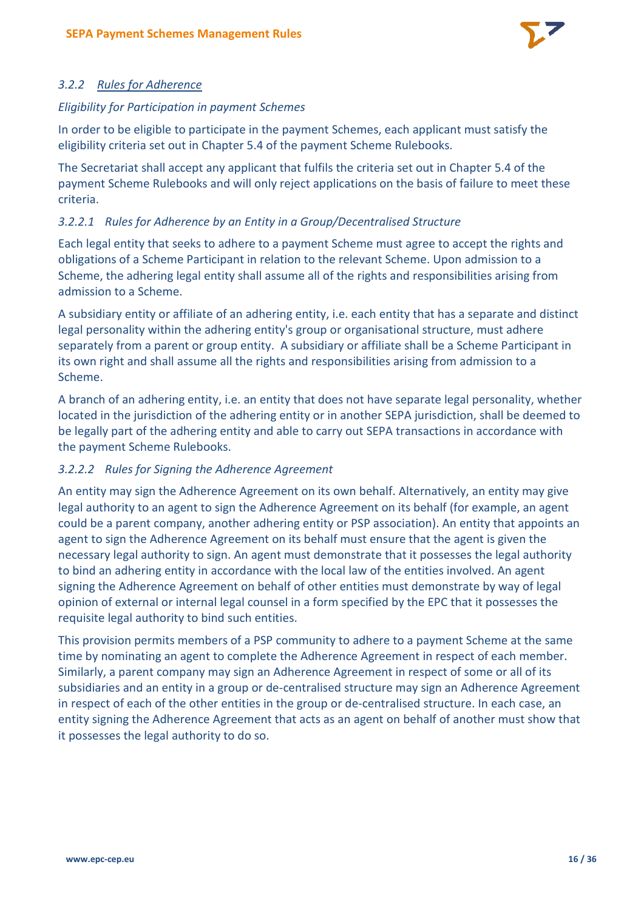### 3.2.2 *Rules for Adherence*

*Eligibility for Participation in payment Schemes*

In order to be eligible to participate in the payment Schemes, each applicant must satisfy the eligibility criteria set out in Chapter 5.4 of the payment Scheme Rulebooks.

The Secretariat shall accept any applicant that fulfils the criteria set out in Chapter 5.4 of the payment Scheme Rulebooks and will only reject applications on the basis of failure to meet these criteria.

#### *3.2.2.1 Rules for Adherence by an Entity in a Group/Decentralised Structure*

Each legal entity that seeks to adhere to a payment Scheme must agree to accept the rights and obligations of a Scheme Participant in relation to the relevant Scheme. Upon admission to a Scheme, the adhering legal entity shall assume all of the rights and responsibilities arising from admission to a Scheme.

A subsidiary entity or affiliate of an adhering entity, i.e. each entity that has a separate and distinct legal personality within the adhering entity's group or organisational structure, must adhere separately from a parent or group entity. A subsidiary or affiliate shall be a Scheme Participant in its own right and shall assume all the rights and responsibilities arising from admission to a Scheme.

A branch of an adhering entity, i.e. an entity that does not have separate legal personality, whether located in the jurisdiction of the adhering entity or in another SEPA jurisdiction, shall be deemed to be legally part of the adhering entity and able to carry out SEPA transactions in accordance with the payment Scheme Rulebooks.

#### *3.2.2.2 Rules for Signing the Adherence Agreement*

An entity may sign the Adherence Agreement on its own behalf. Alternatively, an entity may give legal authority to an agent to sign the Adherence Agreement on its behalf (for example, an agent could be a parent company, another adhering entity or PSP association). An entity that appoints an agent to sign the Adherence Agreement on its behalf must ensure that the agent is given the necessary legal authority to sign. An agent must demonstrate that it possesses the legal authority to bind an adhering entity in accordance with the local law of the entities involved. An agent signing the Adherence Agreement on behalf of other entities must demonstrate by way of legal opinion of external or internal legal counsel in a form specified by the EPC that it possesses the requisite legal authority to bind such entities.

This provision permits members of a PSP community to adhere to a payment Scheme at the same time by nominating an agent to complete the Adherence Agreement in respect of each member. Similarly, a parent company may sign an Adherence Agreement in respect of some or all of its subsidiaries and an entity in a group or de-centralised structure may sign an Adherence Agreement in respect of each of the other entities in the group or de-centralised structure. In each case, an entity signing the Adherence Agreement that acts as an agent on behalf of another must show that it possesses the legal authority to do so.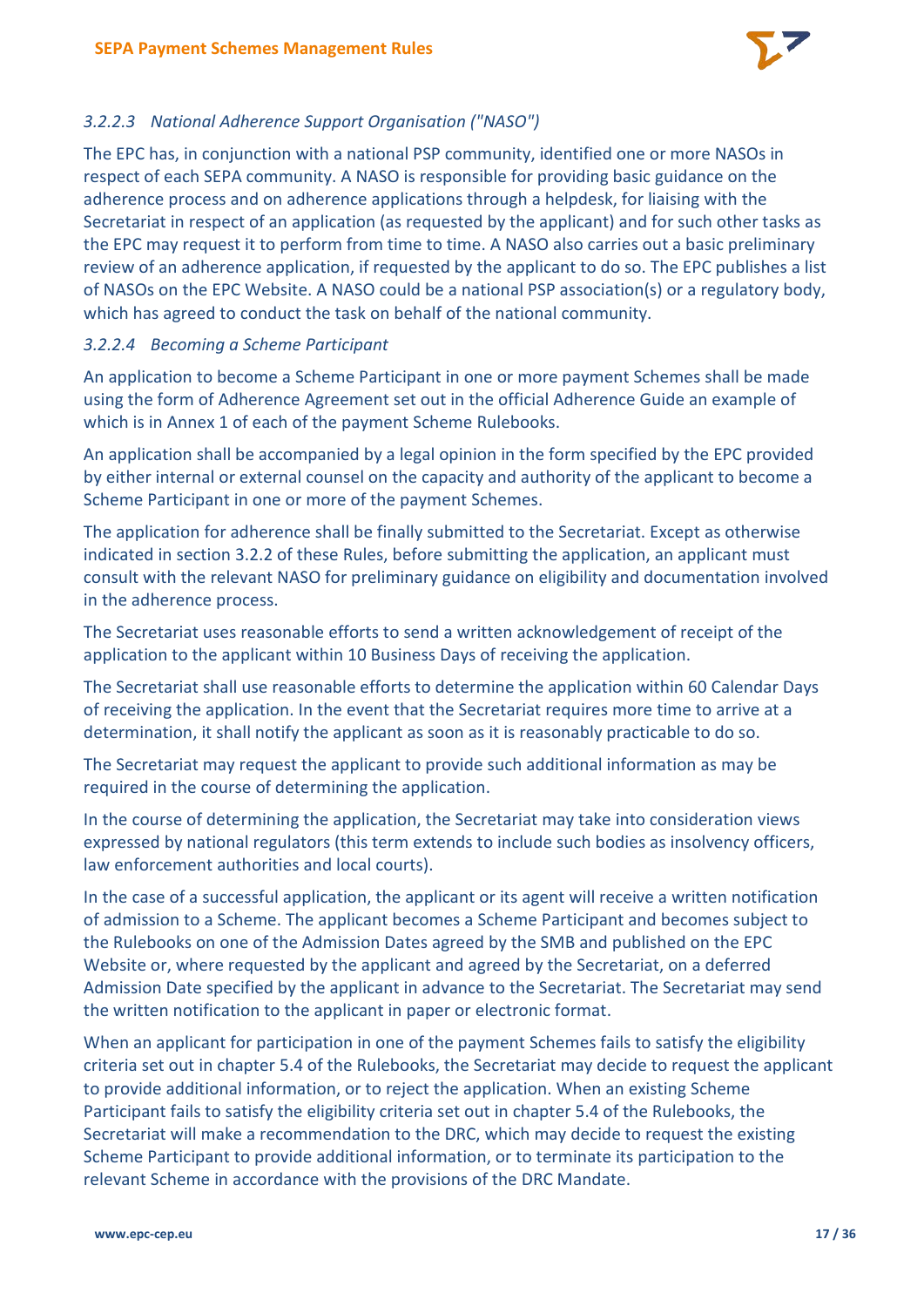#### *3.2.2.3 National Adherence Support Organisation ("NASO")*

The EPC has, in conjunction with a national PSP community, identified one or more NASOs in respect of each SEPA community. A NASO is responsible for providing basic guidance on the adherence process and on adherence applications through a helpdesk, for liaising with the Secretariat in respect of an application (as requested by the applicant) and for such other tasks as the EPC may request it to perform from time to time. A NASO also carries out a basic preliminary review of an adherence application, if requested by the applicant to do so. The EPC publishes a list of NASOs on the EPC Website. A NASO could be a national PSP association(s) or a regulatory body, which has agreed to conduct the task on behalf of the national community.

#### *3.2.2.4 Becoming a Scheme Participant*

An application to become a Scheme Participant in one or more payment Schemes shall be made using the form of Adherence Agreement set out in the official Adherence Guide an example of which is in Annex 1 of each of the payment Scheme Rulebooks.

An application shall be accompanied by a legal opinion in the form specified by the EPC provided by either internal or external counsel on the capacity and authority of the applicant to become a Scheme Participant in one or more of the payment Schemes.

The application for adherence shall be finally submitted to the Secretariat. Except as otherwise indicated in section 3.2.2 of these Rules, before submitting the application, an applicant must consult with the relevant NASO for preliminary guidance on eligibility and documentation involved in the adherence process.

The Secretariat uses reasonable efforts to send a written acknowledgement of receipt of the application to the applicant within 10 Business Days of receiving the application.

The Secretariat shall use reasonable efforts to determine the application within 60 Calendar Days of receiving the application. In the event that the Secretariat requires more time to arrive at a determination, it shall notify the applicant as soon as it is reasonably practicable to do so.

The Secretariat may request the applicant to provide such additional information as may be required in the course of determining the application.

In the course of determining the application, the Secretariat may take into consideration views expressed by national regulators (this term extends to include such bodies as insolvency officers, law enforcement authorities and local courts).

In the case of a successful application, the applicant or its agent will receive a written notification of admission to a Scheme. The applicant becomes a Scheme Participant and becomes subject to the Rulebooks on one of the Admission Dates agreed by the SMB and published on the EPC Website or, where requested by the applicant and agreed by the Secretariat, on a deferred Admission Date specified by the applicant in advance to the Secretariat. The Secretariat may send the written notification to the applicant in paper or electronic format.

When an applicant for participation in one of the payment Schemes fails to satisfy the eligibility criteria set out in chapter 5.4 of the Rulebooks, the Secretariat may decide to request the applicant to provide additional information, or to reject the application. When an existing Scheme Participant fails to satisfy the eligibility criteria set out in chapter 5.4 of the Rulebooks, the Secretariat will make a recommendation to the DRC, which may decide to request the existing Scheme Participant to provide additional information, or to terminate its participation to the relevant Scheme in accordance with the provisions of the DRC Mandate.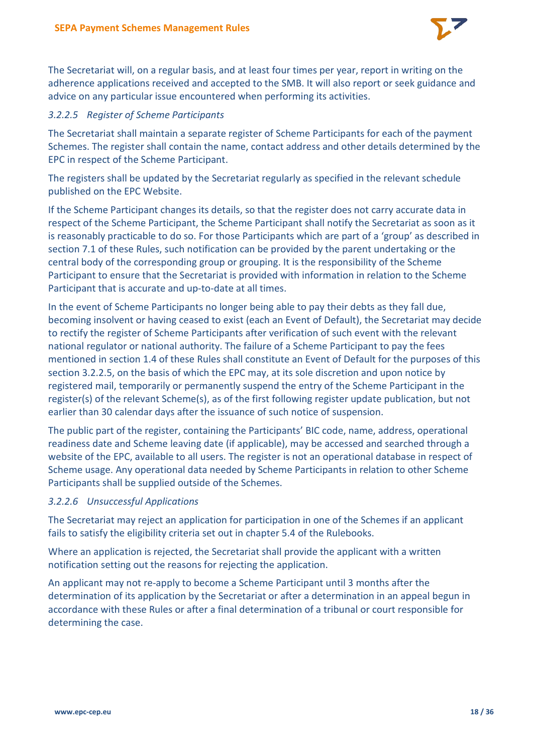The Secretariat will, on a regular basis, and at least four times per year, report in writing on the adherence applications received and accepted to the SMB. It will also report or seek guidance and advice on any particular issue encountered when performing its activities.

#### *3.2.2.5 Register of Scheme Participants*

The Secretariat shall maintain a separate register of Scheme Participants for each of the payment Schemes. The register shall contain the name, contact address and other details determined by the EPC in respect of the Scheme Participant.

The registers shall be updated by the Secretariat regularly as specified in the relevant schedule published on the EPC Website.

If the Scheme Participant changes its details, so that the register does not carry accurate data in respect of the Scheme Participant, the Scheme Participant shall notify the Secretariat as soon as it is reasonably practicable to do so. For those Participants which are part of a 'group' as described in section 7.1 of these Rules, such notification can be provided by the parent undertaking or the central body of the corresponding group or grouping. It is the responsibility of the Scheme Participant to ensure that the Secretariat is provided with information in relation to the Scheme Participant that is accurate and up-to-date at all times.

In the event of Scheme Participants no longer being able to pay their debts as they fall due, becoming insolvent or having ceased to exist (each an Event of Default), the Secretariat may decide to rectify the register of Scheme Participants after verification of such event with the relevant national regulator or national authority. The failure of a Scheme Participant to pay the fees mentioned in section 1.4 of these Rules shall constitute an Event of Default for the purposes of this section 3.2.2.5, on the basis of which the EPC may, at its sole discretion and upon notice by registered mail, temporarily or permanently suspend the entry of the Scheme Participant in the register(s) of the relevant Scheme(s), as of the first following register update publication, but not earlier than 30 calendar days after the issuance of such notice of suspension.

The public part of the register, containing the Participants' BIC code, name, address, operational readiness date and Scheme leaving date (if applicable), may be accessed and searched through a website of the EPC, available to all users. The register is not an operational database in respect of Scheme usage. Any operational data needed by Scheme Participants in relation to other Scheme Participants shall be supplied outside of the Schemes.

#### *3.2.2.6 Unsuccessful Applications*

The Secretariat may reject an application for participation in one of the Schemes if an applicant fails to satisfy the eligibility criteria set out in chapter 5.4 of the Rulebooks.

Where an application is rejected, the Secretariat shall provide the applicant with a written notification setting out the reasons for rejecting the application.

An applicant may not re-apply to become a Scheme Participant until 3 months after the determination of its application by the Secretariat or after a determination in an appeal begun in accordance with these Rules or after a final determination of a tribunal or court responsible for determining the case.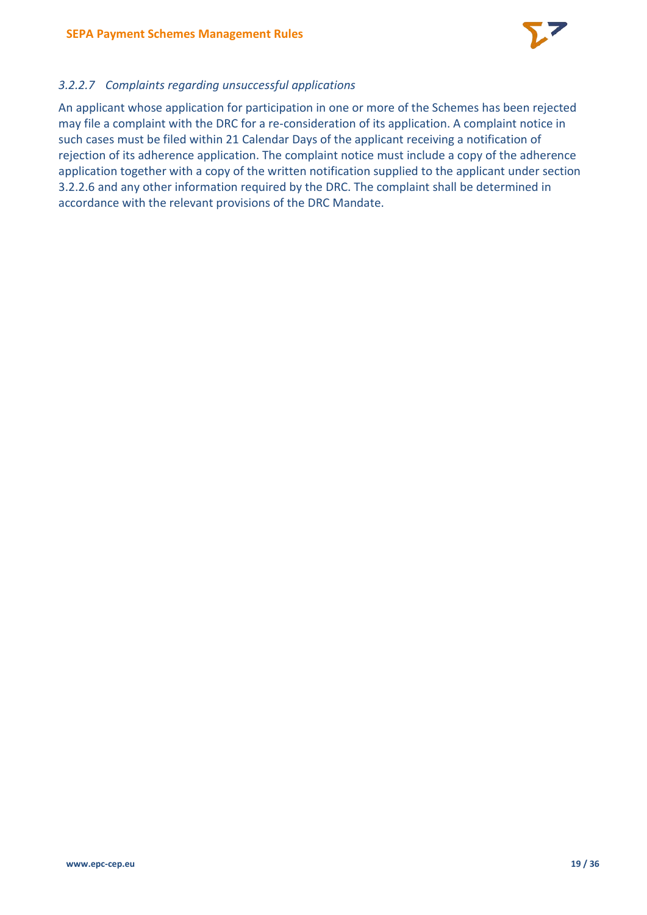#### *3.2.2.7 Complaints regarding unsuccessful applications*

An applicant whose application for participation in one or more of the Schemes has been rejected may file a complaint with the DRC for a re-consideration of its application. A complaint notice in such cases must be filed within 21 Calendar Days of the applicant receiving a notification of rejection of its adherence application. The complaint notice must include a copy of the adherence application together with a copy of the written notification supplied to the applicant under section 3.2.2.6 and any other information required by the DRC. The complaint shall be determined in accordance with the relevant provisions of the DRC Mandate.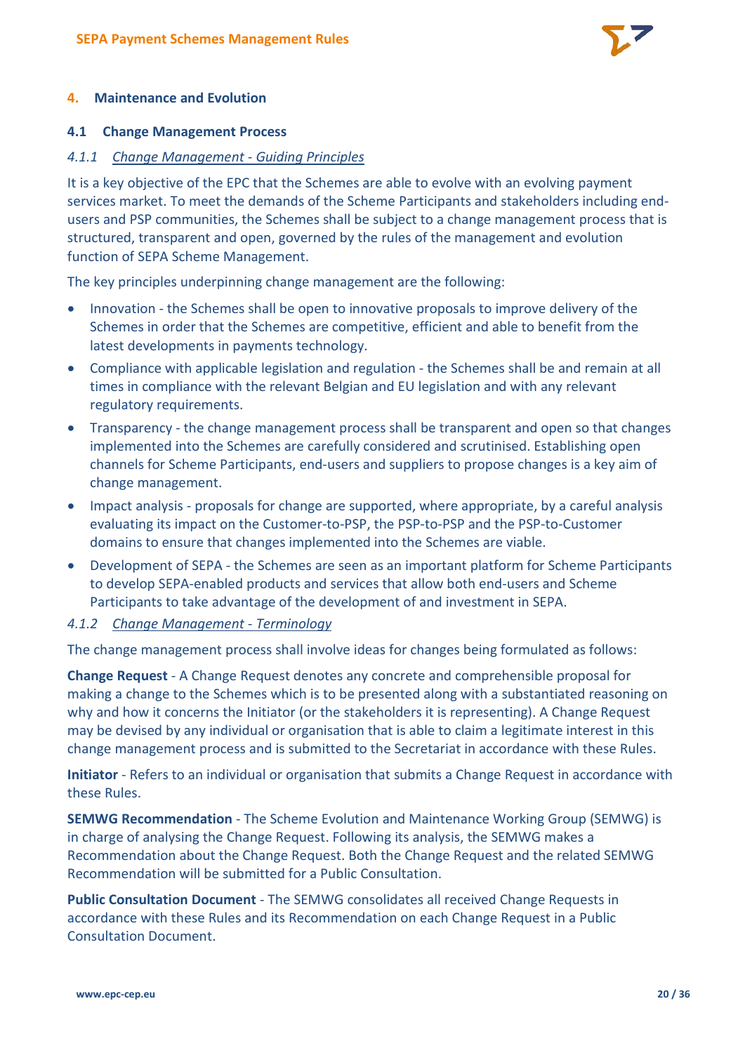## 4. Maintenance and Evolution

### 4.1 Change Management Process

#### *4.1.1 Change Management - Guiding Principles*

It is a key objective of the EPC that the Schemes are able to evolve with an evolving payment services market. To meet the demands of the Scheme Participants and stakeholders including end-users and PSP communities, the Schemes shall be subject to a change management process that is structured, transparent and open, governed by the rules of the management and evolution function of SEPA Scheme Management.

The key principles underpinning change management are the following:

- Innovation - the Schemes shall be open to innovative proposals to improve delivery of the Schemes in order that the Schemes are competitive, efficient and able to benefit from the latest developments in payments technology.
- Compliance with applicable legislation and regulation - the Schemes shall be and remain at all times in compliance with the relevant Belgian and EU legislation and with any relevant regulatory requirements.
- Transparency - the change management process shall be transparent and open so that changes implemented into the Schemes are carefully considered and scrutinised. Establishing open channels for Scheme Participants, end-users and suppliers to propose changes is a key aim of change management.
- Impact analysis - proposals for change are supported, where appropriate, by a careful analysis evaluating its impact on the Customer-to-PSP, the PSP-to-PSP and the PSP-to-Customer domains to ensure that changes implemented into the Schemes are viable.
- Development of SEPA - the Schemes are seen as an important platform for Scheme Participants to develop SEPA-enabled products and services that allow both end-users and Scheme Participants to take advantage of the development of and investment in SEPA.

#### *4.1.2 Change Management - Terminology*

The change management process shall involve ideas for changes being formulated as follows:

**Change Request** - A Change Request denotes any concrete and comprehensible proposal for making a change to the Schemes which is to be presented along with a substantiated reasoning on why and how it concerns the Initiator (or the stakeholders it is representing). A Change Request may be devised by any individual or organisation that is able to claim a legitimate interest in this change management process and is submitted to the Secretariat in accordance with these Rules.

**Initiator** - Refers to an individual or organisation that submits a Change Request in accordance with these Rules.

**SEMWG Recommendation** - The Scheme Evolution and Maintenance Working Group (SEMWG) is in charge of analysing the Change Request. Following its analysis, the SEMWG makes a Recommendation about the Change Request. Both the Change Request and the related SEMWG Recommendation will be submitted for a Public Consultation.

**Public Consultation Document** - The SEMWG consolidates all received Change Requests in accordance with these Rules and its Recommendation on each Change Request in a Public Consultation Document.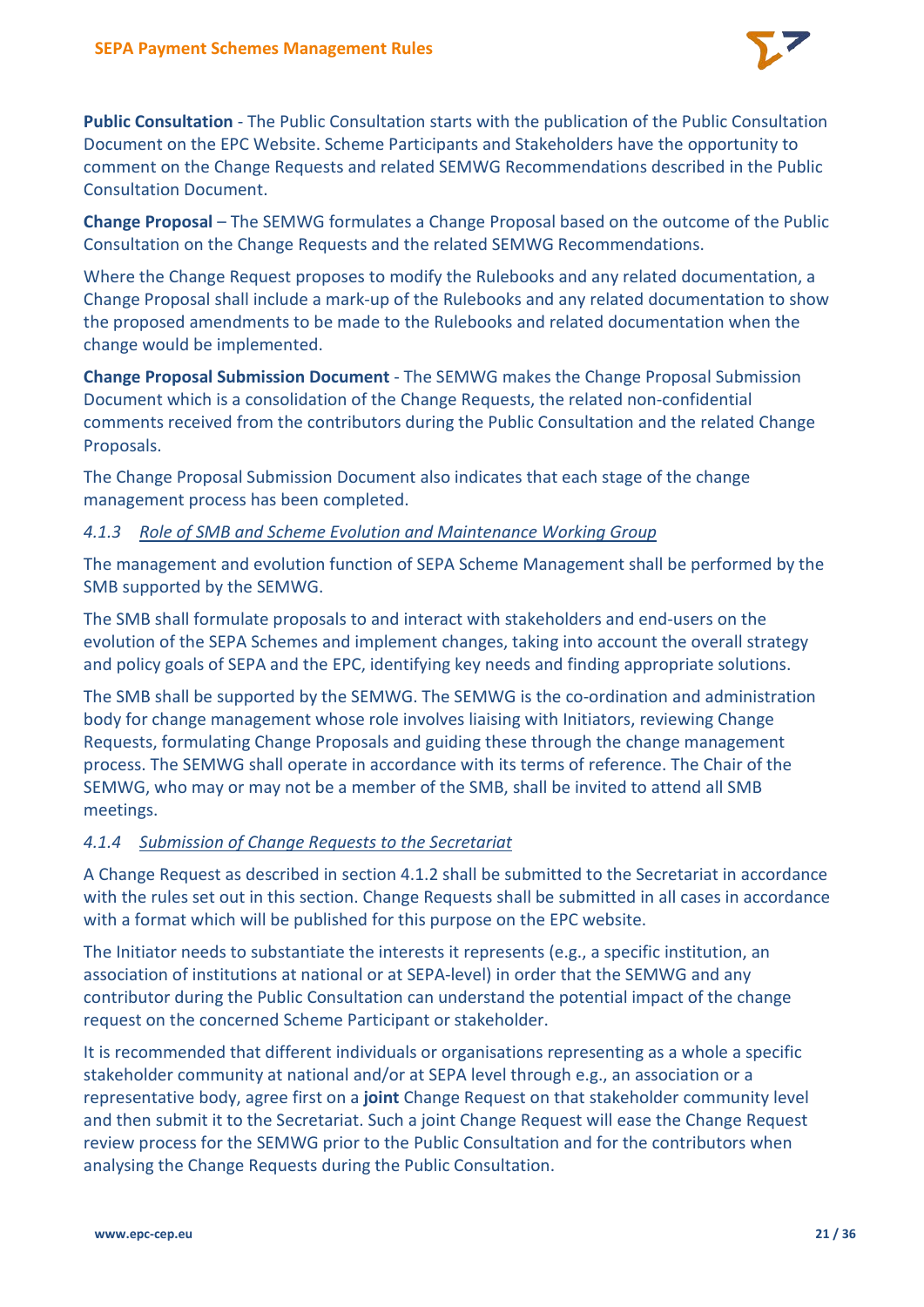**Public Consultation** - The Public Consultation starts with the publication of the Public Consultation Document on the EPC Website. Scheme Participants and Stakeholders have the opportunity to comment on the Change Requests and related SEMWG Recommendations described in the Public Consultation Document.

**Change Proposal** – The SEMWG formulates a Change Proposal based on the outcome of the Public Consultation on the Change Requests and the related SEMWG Recommendations.

Where the Change Request proposes to modify the Rulebooks and any related documentation, a Change Proposal shall include a mark-up of the Rulebooks and any related documentation to show the proposed amendments to be made to the Rulebooks and related documentation when the change would be implemented.

**Change Proposal Submission Document** - The SEMWG makes the Change Proposal Submission Document which is a consolidation of the Change Requests, the related non-confidential comments received from the contributors during the Public Consultation and the related Change Proposals.

The Change Proposal Submission Document also indicates that each stage of the change management process has been completed.

### *4.1.3 Role of SMB and Scheme Evolution and Maintenance Working Group*

The management and evolution function of SEPA Scheme Management shall be performed by the SMB supported by the SEMWG.

The SMB shall formulate proposals to and interact with stakeholders and end-users on the evolution of the SEPA Schemes and implement changes, taking into account the overall strategy and policy goals of SEPA and the EPC, identifying key needs and finding appropriate solutions.

The SMB shall be supported by the SEMWG. The SEMWG is the co-ordination and administration body for change management whose role involves liaising with Initiators, reviewing Change Requests, formulating Change Proposals and guiding these through the change management process. The SEMWG shall operate in accordance with its terms of reference. The Chair of the SEMWG, who may or may not be a member of the SMB, shall be invited to attend all SMB meetings.

### *4.1.4 Submission of Change Requests to the Secretariat*

A Change Request as described in section 4.1.2 shall be submitted to the Secretariat in accordance with the rules set out in this section. Change Requests shall be submitted in all cases in accordance with a format which will be published for this purpose on the EPC website.

The Initiator needs to substantiate the interests it represents (e.g., a specific institution, an association of institutions at national or at SEPA-level) in order that the SEMWG and any contributor during the Public Consultation can understand the potential impact of the change request on the concerned Scheme Participant or stakeholder.

It is recommended that different individuals or organisations representing as a whole a specific stakeholder community at national and/or at SEPA level through e.g., an association or a representative body, agree first on a **joint** Change Request on that stakeholder community level and then submit it to the Secretariat. Such a joint Change Request will ease the Change Request review process for the SEMWG prior to the Public Consultation and for the contributors when analysing the Change Requests during the Public Consultation.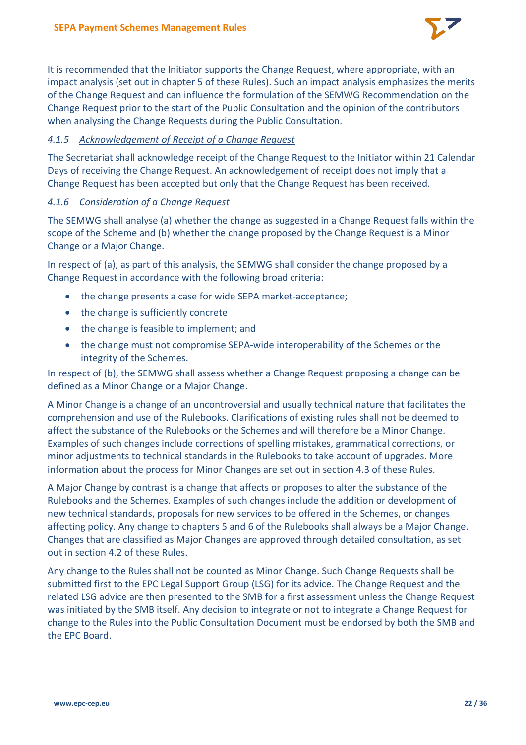It is recommended that the Initiator supports the Change Request, where appropriate, with an impact analysis (set out in chapter 5 of these Rules). Such an impact analysis emphasizes the merits of the Change Request and can influence the formulation of the SEMWG Recommendation on the Change Request prior to the start of the Public Consultation and the opinion of the contributors when analysing the Change Requests during the Public Consultation.

#### *4.1.5 Acknowledgement of Receipt of a Change Request*

The Secretariat shall acknowledge receipt of the Change Request to the Initiator within 21 Calendar Days of receiving the Change Request. An acknowledgement of receipt does not imply that a Change Request has been accepted but only that the Change Request has been received.

#### *4.1.6 Consideration of a Change Request*

The SEMWG shall analyse (a) whether the change as suggested in a Change Request falls within the scope of the Scheme and (b) whether the change proposed by the Change Request is a Minor Change or a Major Change.

In respect of (a), as part of this analysis, the SEMWG shall consider the change proposed by a Change Request in accordance with the following broad criteria:

- the change presents a case for wide SEPA market-acceptance;
- the change is sufficiently concrete
- the change is feasible to implement; and
- the change must not compromise SEPA-wide interoperability of the Schemes or the integrity of the Schemes.

In respect of (b), the SEMWG shall assess whether a Change Request proposing a change can be defined as a Minor Change or a Major Change.

A Minor Change is a change of an uncontroversial and usually technical nature that facilitates the comprehension and use of the Rulebooks. Clarifications of existing rules shall not be deemed to affect the substance of the Rulebooks or the Schemes and will therefore be a Minor Change. Examples of such changes include corrections of spelling mistakes, grammatical corrections, or minor adjustments to technical standards in the Rulebooks to take account of upgrades. More information about the process for Minor Changes are set out in section 4.3 of these Rules.

A Major Change by contrast is a change that affects or proposes to alter the substance of the Rulebooks and the Schemes. Examples of such changes include the addition or development of new technical standards, proposals for new services to be offered in the Schemes, or changes affecting policy. Any change to chapters 5 and 6 of the Rulebooks shall always be a Major Change. Changes that are classified as Major Changes are approved through detailed consultation, as set out in section 4.2 of these Rules.

Any change to the Rules shall not be counted as Minor Change. Such Change Requests shall be submitted first to the EPC Legal Support Group (LSG) for its advice. The Change Request and the related LSG advice are then presented to the SMB for a first assessment unless the Change Request was initiated by the SMB itself. Any decision to integrate or not to integrate a Change Request for change to the Rules into the Public Consultation Document must be endorsed by both the SMB and the EPC Board.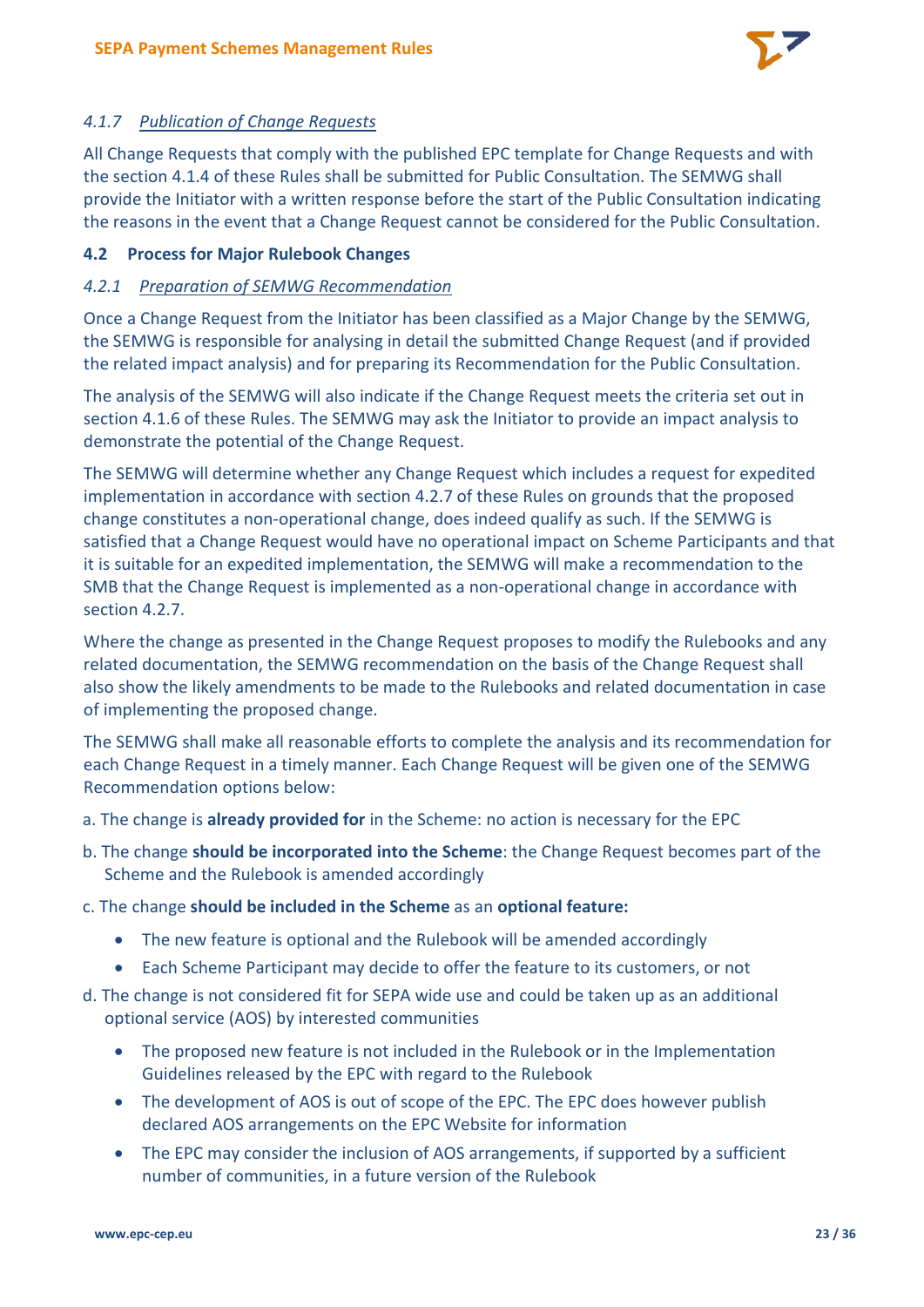#### 4.1.7 *Publication of Change Requests*

All Change Requests that comply with the published EPC template for Change Requests and with the section 4.1.4 of these Rules shall be submitted for Public Consultation. The SEMWG shall provide the Initiator with a written response before the start of the Public Consultation indicating the reasons in the event that a Change Request cannot be considered for the Public Consultation.

### 4.2 Process for Major Rulebook Changes

#### 4.2.1 *Preparation of SEMWG Recommendation*

Once a Change Request from the Initiator has been classified as a Major Change by the SEMWG, the SEMWG is responsible for analysing in detail the submitted Change Request (and if provided the related impact analysis) and for preparing its Recommendation for the Public Consultation.

The analysis of the SEMWG will also indicate if the Change Request meets the criteria set out in section 4.1.6 of these Rules. The SEMWG may ask the Initiator to provide an impact analysis to demonstrate the potential of the Change Request.

The SEMWG will determine whether any Change Request which includes a request for expedited implementation in accordance with section 4.2.7 of these Rules on grounds that the proposed change constitutes a non-operational change, does indeed qualify as such. If the SEMWG is satisfied that a Change Request would have no operational impact on Scheme Participants and that it is suitable for an expedited implementation, the SEMWG will make a recommendation to the SMB that the Change Request is implemented as a non-operational change in accordance with section 4.2.7.

Where the change as presented in the Change Request proposes to modify the Rulebooks and any related documentation, the SEMWG recommendation on the basis of the Change Request shall also show the likely amendments to be made to the Rulebooks and related documentation in case of implementing the proposed change.

The SEMWG shall make all reasonable efforts to complete the analysis and its recommendation for each Change Request in a timely manner. Each Change Request will be given one of the SEMWG Recommendation options below:

a. The change is **already provided for** in the Scheme: no action is necessary for the EPC

b. The change **should be incorporated into the Scheme**: the Change Request becomes part of the Scheme and the Rulebook is amended accordingly

c. The change **should be included in the Scheme** as an **optional feature:**

- The new feature is optional and the Rulebook will be amended accordingly
- Each Scheme Participant may decide to offer the feature to its customers, or not

d. The change is not considered fit for SEPA wide use and could be taken up as an additional optional service (AOS) by interested communities

- The proposed new feature is not included in the Rulebook or in the Implementation Guidelines released by the EPC with regard to the Rulebook
- The development of AOS is out of scope of the EPC. The EPC does however publish declared AOS arrangements on the EPC Website for information
- The EPC may consider the inclusion of AOS arrangements, if supported by a sufficient number of communities, in a future version of the Rulebook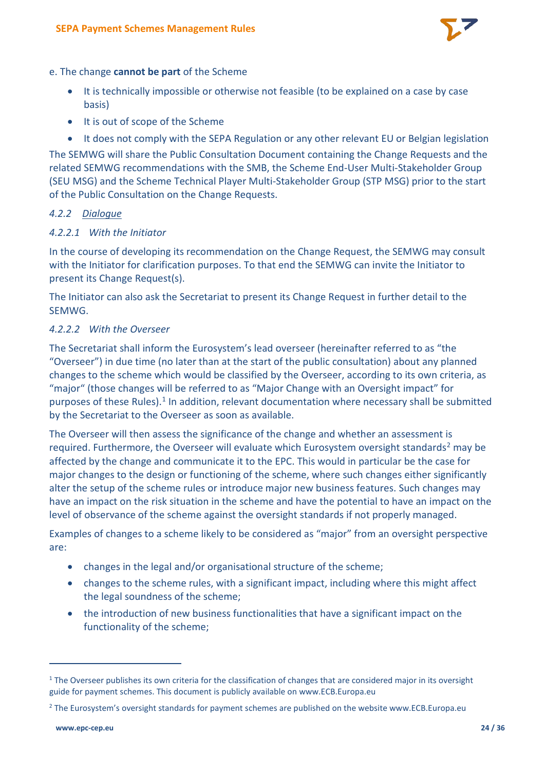e. The change **cannot be part** of the Scheme

- It is technically impossible or otherwise not feasible (to be explained on a case by case basis)
- It is out of scope of the Scheme
- It does not comply with the SEPA Regulation or any other relevant EU or Belgian legislation

The SEMWG will share the Public Consultation Document containing the Change Requests and the related SEMWG recommendations with the SMB, the Scheme End-User Multi-Stakeholder Group (SEU MSG) and the Scheme Technical Player Multi-Stakeholder Group (STP MSG) prior to the start of the Public Consultation on the Change Requests.

#### 4.2.2 *Dialogue*

##### 4.2.2.1 *With the Initiator*

In the course of developing its recommendation on the Change Request, the SEMWG may consult with the Initiator for clarification purposes. To that end the SEMWG can invite the Initiator to present its Change Request(s).

The Initiator can also ask the Secretariat to present its Change Request in further detail to the SEMWG.

##### 4.2.2.2 *With the Overseer*

The Secretariat shall inform the Eurosystem's lead overseer (hereinafter referred to as "the "Overseer") in due time (no later than at the start of the public consultation) about any planned changes to the scheme which would be classified by the Overseer, according to its own criteria, as "major" (those changes will be referred to as "Major Change with an Oversight impact" for purposes of these Rules).[1] In addition, relevant documentation where necessary shall be submitted by the Secretariat to the Overseer as soon as available.

The Overseer will then assess the significance of the change and whether an assessment is required. Furthermore, the Overseer will evaluate which Eurosystem oversight standards[2] may be affected by the change and communicate it to the EPC. This would in particular be the case for major changes to the design or functioning of the scheme, where such changes either significantly alter the setup of the scheme rules or introduce major new business features. Such changes may have an impact on the risk situation in the scheme and have the potential to have an impact on the level of observance of the scheme against the oversight standards if not properly managed.

Examples of changes to a scheme likely to be considered as "major" from an oversight perspective are:

- changes in the legal and/or organisational structure of the scheme;
- changes to the scheme rules, with a significant impact, including where this might affect the legal soundness of the scheme;
- the introduction of new business functionalities that have a significant impact on the functionality of the scheme;

---

[1] The Overseer publishes its own criteria for the classification of changes that are considered major in its oversight guide for payment schemes. This document is publicly available on www.ECB.Europa.eu

[2] The Eurosystem's oversight standards for payment schemes are published on the website www.ECB.Europa.eu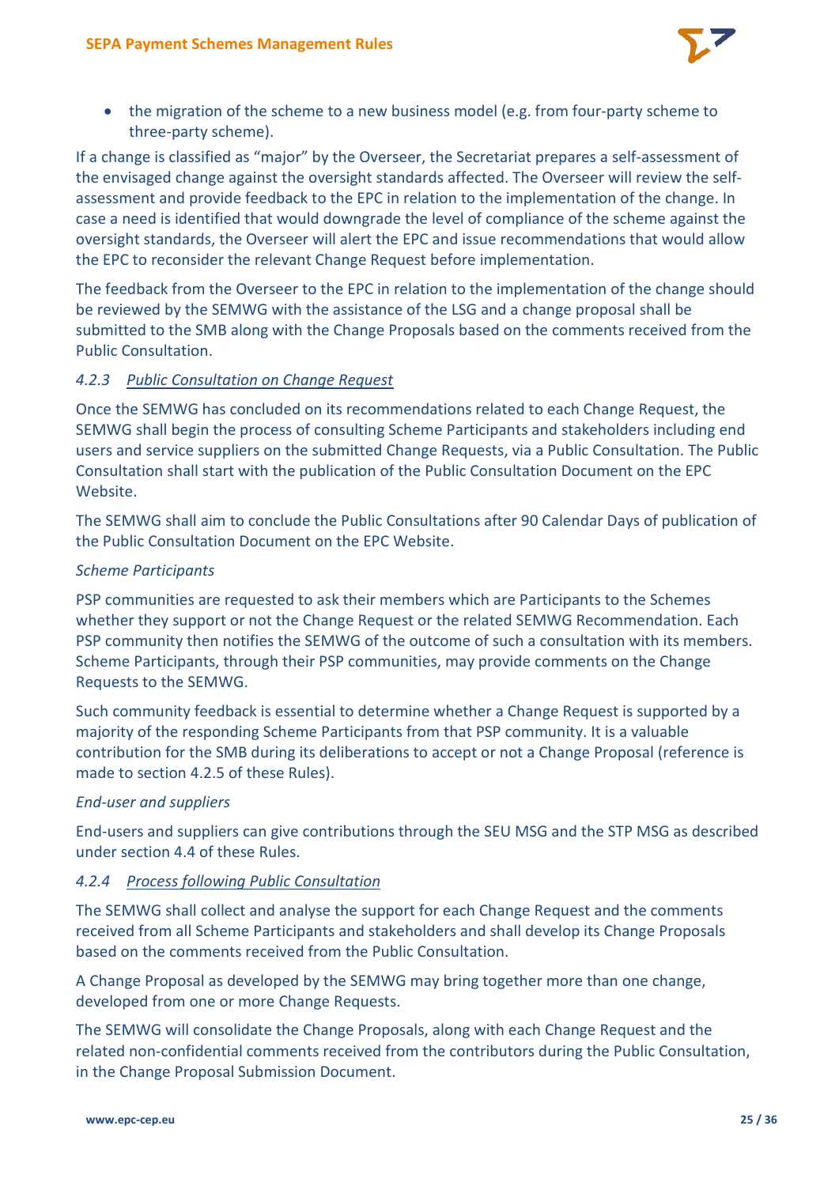- the migration of the scheme to a new business model (e.g. from four-party scheme to three-party scheme).

If a change is classified as "major" by the Overseer, the Secretariat prepares a self-assessment of the envisaged change against the oversight standards affected. The Overseer will review the self-assessment and provide feedback to the EPC in relation to the implementation of the change. In case a need is identified that would downgrade the level of compliance of the scheme against the oversight standards, the Overseer will alert the EPC and issue recommendations that would allow the EPC to reconsider the relevant Change Request before implementation.

The feedback from the Overseer to the EPC in relation to the implementation of the change should be reviewed by the SEMWG with the assistance of the LSG and a change proposal shall be submitted to the SMB along with the Change Proposals based on the comments received from the Public Consultation.

#### *4.2.3 Public Consultation on Change Request*

Once the SEMWG has concluded on its recommendations related to each Change Request, the SEMWG shall begin the process of consulting Scheme Participants and stakeholders including end users and service suppliers on the submitted Change Requests, via a Public Consultation. The Public Consultation shall start with the publication of the Public Consultation Document on the EPC Website.

The SEMWG shall aim to conclude the Public Consultations after 90 Calendar Days of publication of the Public Consultation Document on the EPC Website.

*Scheme Participants*

PSP communities are requested to ask their members which are Participants to the Schemes whether they support or not the Change Request or the related SEMWG Recommendation. Each PSP community then notifies the SEMWG of the outcome of such a consultation with its members. Scheme Participants, through their PSP communities, may provide comments on the Change Requests to the SEMWG.

Such community feedback is essential to determine whether a Change Request is supported by a majority of the responding Scheme Participants from that PSP community. It is a valuable contribution for the SMB during its deliberations to accept or not a Change Proposal (reference is made to section 4.2.5 of these Rules).

*End-user and suppliers*

End-users and suppliers can give contributions through the SEU MSG and the STP MSG as described under section 4.4 of these Rules.

#### *4.2.4 Process following Public Consultation*

The SEMWG shall collect and analyse the support for each Change Request and the comments received from all Scheme Participants and stakeholders and shall develop its Change Proposals based on the comments received from the Public Consultation.

A Change Proposal as developed by the SEMWG may bring together more than one change, developed from one or more Change Requests.

The SEMWG will consolidate the Change Proposals, along with each Change Request and the related non-confidential comments received from the contributors during the Public Consultation, in the Change Proposal Submission Document.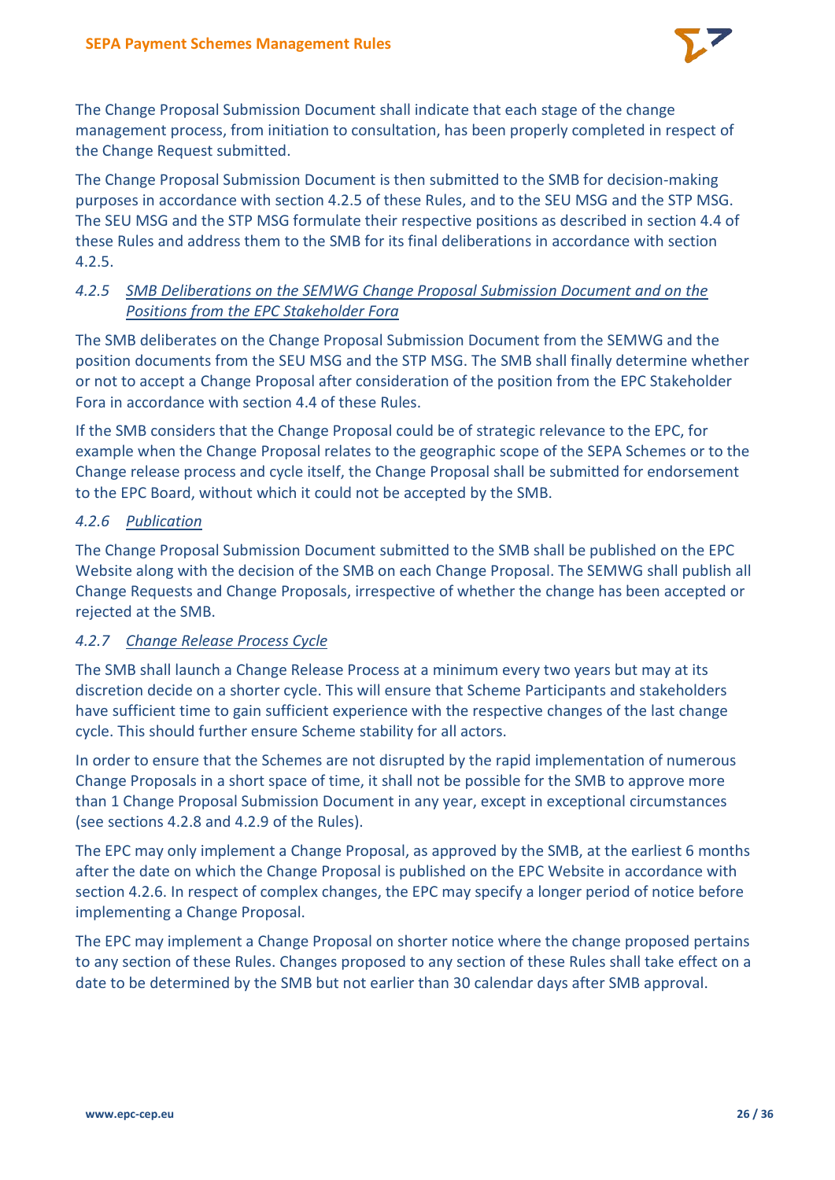The Change Proposal Submission Document shall indicate that each stage of the change management process, from initiation to consultation, has been properly completed in respect of the Change Request submitted.

The Change Proposal Submission Document is then submitted to the SMB for decision-making purposes in accordance with section 4.2.5 of these Rules, and to the SEU MSG and the STP MSG. The SEU MSG and the STP MSG formulate their respective positions as described in section 4.4 of these Rules and address them to the SMB for its final deliberations in accordance with section 4.2.5.

### *4.2.5 SMB Deliberations on the SEMWG Change Proposal Submission Document and on the Positions from the EPC Stakeholder Fora*

The SMB deliberates on the Change Proposal Submission Document from the SEMWG and the position documents from the SEU MSG and the STP MSG. The SMB shall finally determine whether or not to accept a Change Proposal after consideration of the position from the EPC Stakeholder Fora in accordance with section 4.4 of these Rules.

If the SMB considers that the Change Proposal could be of strategic relevance to the EPC, for example when the Change Proposal relates to the geographic scope of the SEPA Schemes or to the Change release process and cycle itself, the Change Proposal shall be submitted for endorsement to the EPC Board, without which it could not be accepted by the SMB.

### *4.2.6 Publication*

The Change Proposal Submission Document submitted to the SMB shall be published on the EPC Website along with the decision of the SMB on each Change Proposal. The SEMWG shall publish all Change Requests and Change Proposals, irrespective of whether the change has been accepted or rejected at the SMB.

### *4.2.7 Change Release Process Cycle*

The SMB shall launch a Change Release Process at a minimum every two years but may at its discretion decide on a shorter cycle. This will ensure that Scheme Participants and stakeholders have sufficient time to gain sufficient experience with the respective changes of the last change cycle. This should further ensure Scheme stability for all actors.

In order to ensure that the Schemes are not disrupted by the rapid implementation of numerous Change Proposals in a short space of time, it shall not be possible for the SMB to approve more than 1 Change Proposal Submission Document in any year, except in exceptional circumstances (see sections 4.2.8 and 4.2.9 of the Rules).

The EPC may only implement a Change Proposal, as approved by the SMB, at the earliest 6 months after the date on which the Change Proposal is published on the EPC Website in accordance with section 4.2.6. In respect of complex changes, the EPC may specify a longer period of notice before implementing a Change Proposal.

The EPC may implement a Change Proposal on shorter notice where the change proposed pertains to any section of these Rules. Changes proposed to any section of these Rules shall take effect on a date to be determined by the SMB but not earlier than 30 calendar days after SMB approval.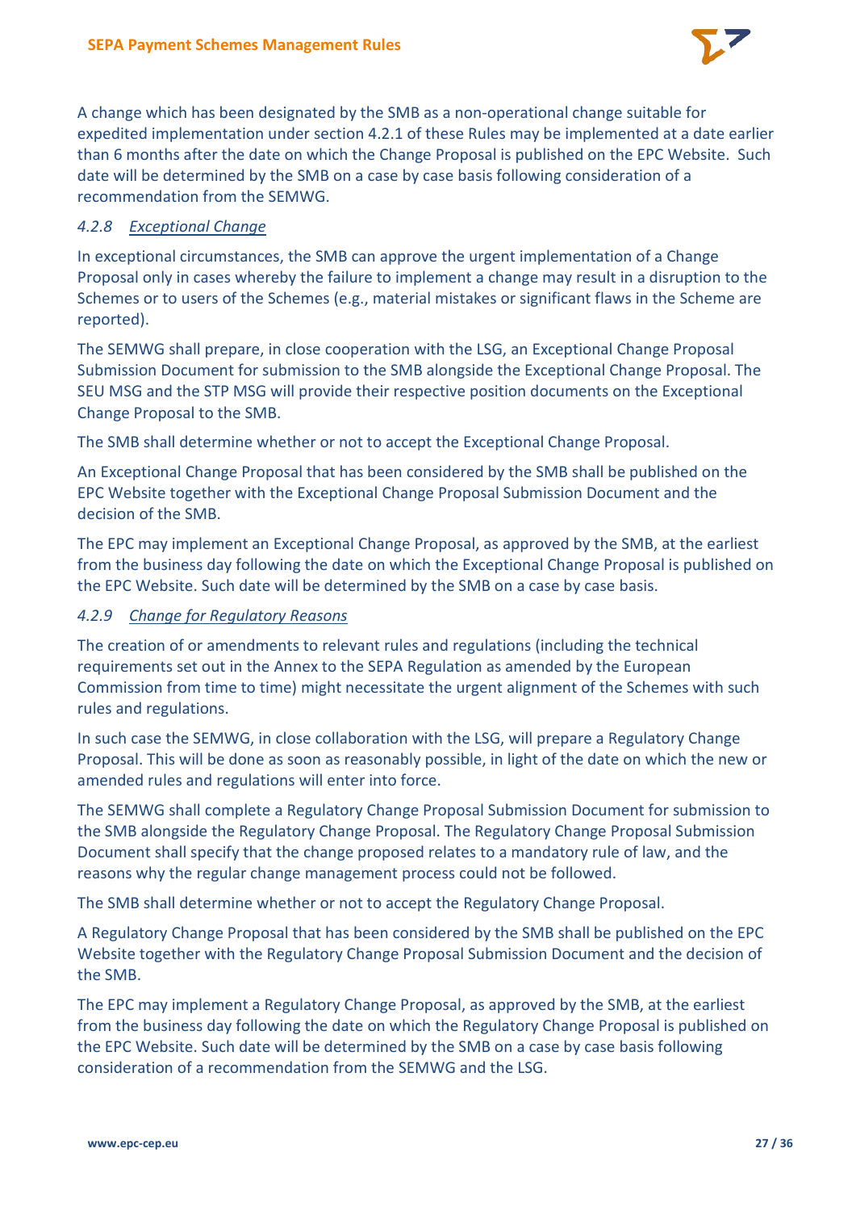A change which has been designated by the SMB as a non-operational change suitable for expedited implementation under section 4.2.1 of these Rules may be implemented at a date earlier than 6 months after the date on which the Change Proposal is published on the EPC Website. Such date will be determined by the SMB on a case by case basis following consideration of a recommendation from the SEMWG.

### *4.2.8 Exceptional Change*

In exceptional circumstances, the SMB can approve the urgent implementation of a Change Proposal only in cases whereby the failure to implement a change may result in a disruption to the Schemes or to users of the Schemes (e.g., material mistakes or significant flaws in the Scheme are reported).

The SEMWG shall prepare, in close cooperation with the LSG, an Exceptional Change Proposal Submission Document for submission to the SMB alongside the Exceptional Change Proposal. The SEU MSG and the STP MSG will provide their respective position documents on the Exceptional Change Proposal to the SMB.

The SMB shall determine whether or not to accept the Exceptional Change Proposal.

An Exceptional Change Proposal that has been considered by the SMB shall be published on the EPC Website together with the Exceptional Change Proposal Submission Document and the decision of the SMB.

The EPC may implement an Exceptional Change Proposal, as approved by the SMB, at the earliest from the business day following the date on which the Exceptional Change Proposal is published on the EPC Website. Such date will be determined by the SMB on a case by case basis.

### *4.2.9 Change for Regulatory Reasons*

The creation of or amendments to relevant rules and regulations (including the technical requirements set out in the Annex to the SEPA Regulation as amended by the European Commission from time to time) might necessitate the urgent alignment of the Schemes with such rules and regulations.

In such case the SEMWG, in close collaboration with the LSG, will prepare a Regulatory Change Proposal. This will be done as soon as reasonably possible, in light of the date on which the new or amended rules and regulations will enter into force.

The SEMWG shall complete a Regulatory Change Proposal Submission Document for submission to the SMB alongside the Regulatory Change Proposal. The Regulatory Change Proposal Submission Document shall specify that the change proposed relates to a mandatory rule of law, and the reasons why the regular change management process could not be followed.

The SMB shall determine whether or not to accept the Regulatory Change Proposal.

A Regulatory Change Proposal that has been considered by the SMB shall be published on the EPC Website together with the Regulatory Change Proposal Submission Document and the decision of the SMB.

The EPC may implement a Regulatory Change Proposal, as approved by the SMB, at the earliest from the business day following the date on which the Regulatory Change Proposal is published on the EPC Website. Such date will be determined by the SMB on a case by case basis following consideration of a recommendation from the SEMWG and the LSG.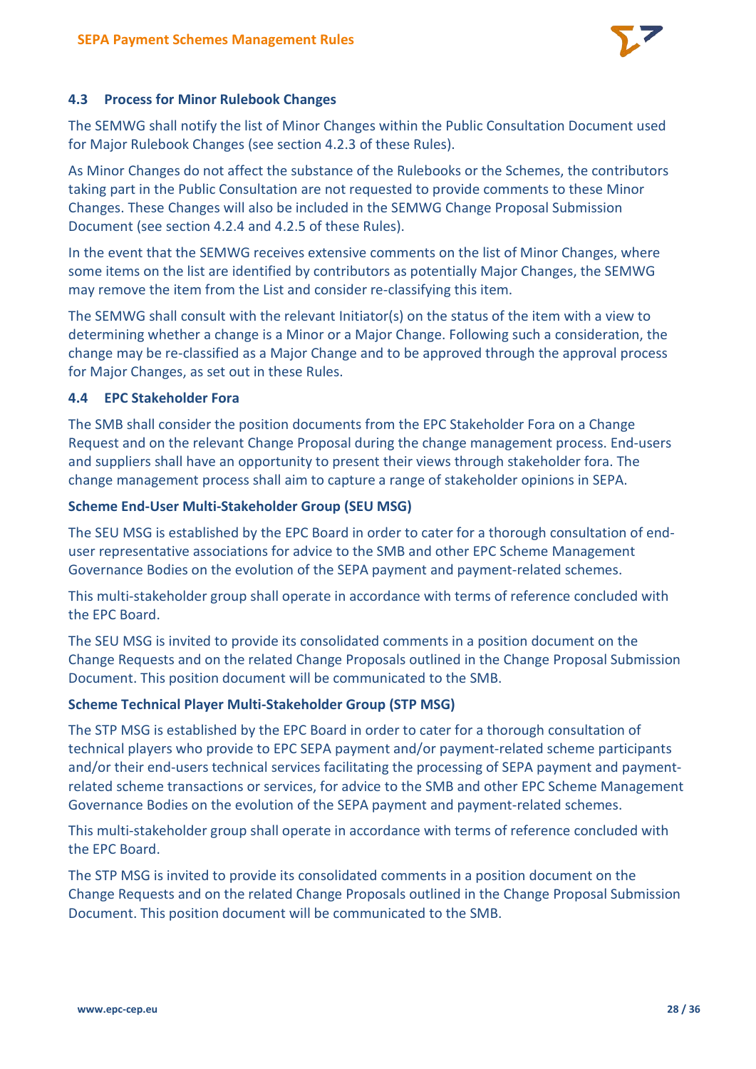### 4.3 Process for Minor Rulebook Changes

The SEMWG shall notify the list of Minor Changes within the Public Consultation Document used for Major Rulebook Changes (see section 4.2.3 of these Rules).

As Minor Changes do not affect the substance of the Rulebooks or the Schemes, the contributors taking part in the Public Consultation are not requested to provide comments to these Minor Changes. These Changes will also be included in the SEMWG Change Proposal Submission Document (see section 4.2.4 and 4.2.5 of these Rules).

In the event that the SEMWG receives extensive comments on the list of Minor Changes, where some items on the list are identified by contributors as potentially Major Changes, the SEMWG may remove the item from the List and consider re-classifying this item.

The SEMWG shall consult with the relevant Initiator(s) on the status of the item with a view to determining whether a change is a Minor or a Major Change. Following such a consideration, the change may be re-classified as a Major Change and to be approved through the approval process for Major Changes, as set out in these Rules.

### 4.4 EPC Stakeholder Fora

The SMB shall consider the position documents from the EPC Stakeholder Fora on a Change Request and on the relevant Change Proposal during the change management process. End-users and suppliers shall have an opportunity to present their views through stakeholder fora. The change management process shall aim to capture a range of stakeholder opinions in SEPA.

**Scheme End-User Multi-Stakeholder Group (SEU MSG)**

The SEU MSG is established by the EPC Board in order to cater for a thorough consultation of end-user representative associations for advice to the SMB and other EPC Scheme Management Governance Bodies on the evolution of the SEPA payment and payment-related schemes.

This multi-stakeholder group shall operate in accordance with terms of reference concluded with the EPC Board.

The SEU MSG is invited to provide its consolidated comments in a position document on the Change Requests and on the related Change Proposals outlined in the Change Proposal Submission Document. This position document will be communicated to the SMB.

**Scheme Technical Player Multi-Stakeholder Group (STP MSG)**

The STP MSG is established by the EPC Board in order to cater for a thorough consultation of technical players who provide to EPC SEPA payment and/or payment-related scheme participants and/or their end-users technical services facilitating the processing of SEPA payment and payment-related scheme transactions or services, for advice to the SMB and other EPC Scheme Management Governance Bodies on the evolution of the SEPA payment and payment-related schemes.

This multi-stakeholder group shall operate in accordance with terms of reference concluded with the EPC Board.

The STP MSG is invited to provide its consolidated comments in a position document on the Change Requests and on the related Change Proposals outlined in the Change Proposal Submission Document. This position document will be communicated to the SMB.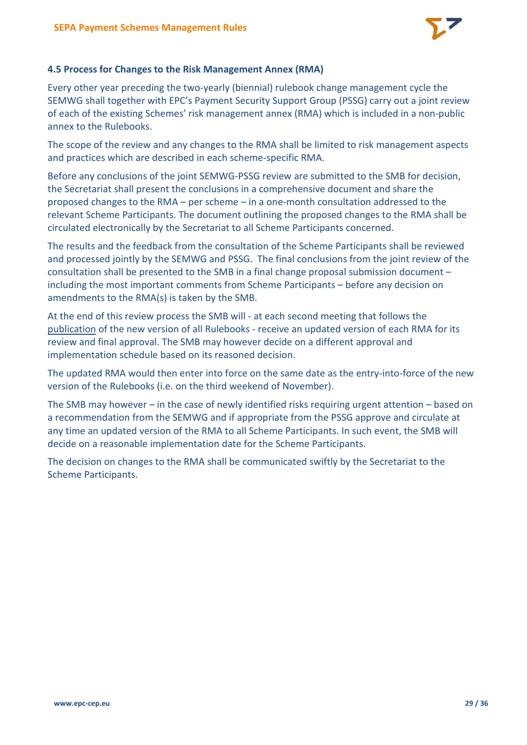### 4.5 Process for Changes to the Risk Management Annex (RMA)

Every other year preceding the two-yearly (biennial) rulebook change management cycle the SEMWG shall together with EPC's Payment Security Support Group (PSSG) carry out a joint review of each of the existing Schemes' risk management annex (RMA) which is included in a non-public annex to the Rulebooks.

The scope of the review and any changes to the RMA shall be limited to risk management aspects and practices which are described in each scheme-specific RMA.

Before any conclusions of the joint SEMWG-PSSG review are submitted to the SMB for decision, the Secretariat shall present the conclusions in a comprehensive document and share the proposed changes to the RMA – per scheme – in a one-month consultation addressed to the relevant Scheme Participants. The document outlining the proposed changes to the RMA shall be circulated electronically by the Secretariat to all Scheme Participants concerned.

The results and the feedback from the consultation of the Scheme Participants shall be reviewed and processed jointly by the SEMWG and PSSG. The final conclusions from the joint review of the consultation shall be presented to the SMB in a final change proposal submission document – including the most important comments from Scheme Participants – before any decision on amendments to the RMA(s) is taken by the SMB.

At the end of this review process the SMB will - at each second meeting that follows the publication of the new version of all Rulebooks - receive an updated version of each RMA for its review and final approval. The SMB may however decide on a different approval and implementation schedule based on its reasoned decision.

The updated RMA would then enter into force on the same date as the entry-into-force of the new version of the Rulebooks (i.e. on the third weekend of November).

The SMB may however – in the case of newly identified risks requiring urgent attention – based on a recommendation from the SEMWG and if appropriate from the PSSG approve and circulate at any time an updated version of the RMA to all Scheme Participants. In such event, the SMB will decide on a reasonable implementation date for the Scheme Participants.

The decision on changes to the RMA shall be communicated swiftly by the Secretariat to the Scheme Participants.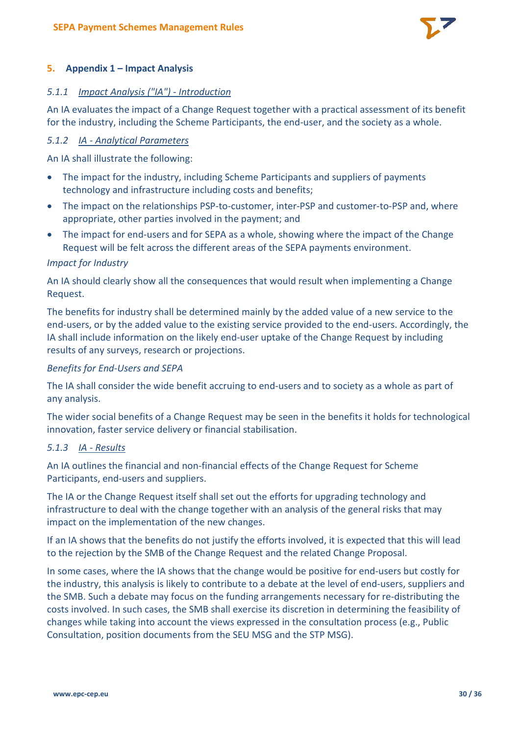## 5. Appendix 1 – Impact Analysis

### 5.1.1 *Impact Analysis ("IA") - Introduction*

An IA evaluates the impact of a Change Request together with a practical assessment of its benefit for the industry, including the Scheme Participants, the end-user, and the society as a whole.

### 5.1.2 *IA - Analytical Parameters*

An IA shall illustrate the following:

- The impact for the industry, including Scheme Participants and suppliers of payments technology and infrastructure including costs and benefits;
- The impact on the relationships PSP-to-customer, inter-PSP and customer-to-PSP and, where appropriate, other parties involved in the payment; and
- The impact for end-users and for SEPA as a whole, showing where the impact of the Change Request will be felt across the different areas of the SEPA payments environment.

*Impact for Industry*

An IA should clearly show all the consequences that would result when implementing a Change Request.

The benefits for industry shall be determined mainly by the added value of a new service to the end-users, or by the added value to the existing service provided to the end-users. Accordingly, the IA shall include information on the likely end-user uptake of the Change Request by including results of any surveys, research or projections.

*Benefits for End-Users and SEPA*

The IA shall consider the wide benefit accruing to end-users and to society as a whole as part of any analysis.

The wider social benefits of a Change Request may be seen in the benefits it holds for technological innovation, faster service delivery or financial stabilisation.

### 5.1.3 *IA - Results*

An IA outlines the financial and non-financial effects of the Change Request for Scheme Participants, end-users and suppliers.

The IA or the Change Request itself shall set out the efforts for upgrading technology and infrastructure to deal with the change together with an analysis of the general risks that may impact on the implementation of the new changes.

If an IA shows that the benefits do not justify the efforts involved, it is expected that this will lead to the rejection by the SMB of the Change Request and the related Change Proposal.

In some cases, where the IA shows that the change would be positive for end-users but costly for the industry, this analysis is likely to contribute to a debate at the level of end-users, suppliers and the SMB. Such a debate may focus on the funding arrangements necessary for re-distributing the costs involved. In such cases, the SMB shall exercise its discretion in determining the feasibility of changes while taking into account the views expressed in the consultation process (e.g., Public Consultation, position documents from the SEU MSG and the STP MSG).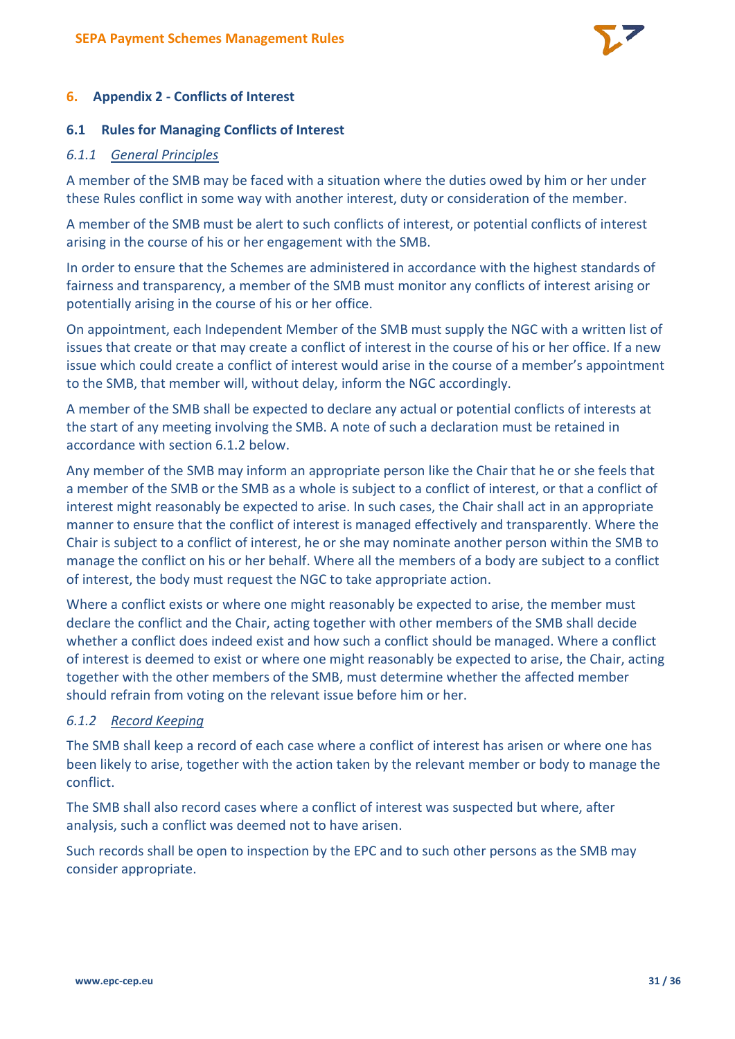# 6. Appendix 2 - Conflicts of Interest

## 6.1 Rules for Managing Conflicts of Interest

### *6.1.1 General Principles*

A member of the SMB may be faced with a situation where the duties owed by him or her under these Rules conflict in some way with another interest, duty or consideration of the member.

A member of the SMB must be alert to such conflicts of interest, or potential conflicts of interest arising in the course of his or her engagement with the SMB.

In order to ensure that the Schemes are administered in accordance with the highest standards of fairness and transparency, a member of the SMB must monitor any conflicts of interest arising or potentially arising in the course of his or her office.

On appointment, each Independent Member of the SMB must supply the NGC with a written list of issues that create or that may create a conflict of interest in the course of his or her office. If a new issue which could create a conflict of interest would arise in the course of a member's appointment to the SMB, that member will, without delay, inform the NGC accordingly.

A member of the SMB shall be expected to declare any actual or potential conflicts of interests at the start of any meeting involving the SMB. A note of such a declaration must be retained in accordance with section 6.1.2 below.

Any member of the SMB may inform an appropriate person like the Chair that he or she feels that a member of the SMB or the SMB as a whole is subject to a conflict of interest, or that a conflict of interest might reasonably be expected to arise. In such cases, the Chair shall act in an appropriate manner to ensure that the conflict of interest is managed effectively and transparently. Where the Chair is subject to a conflict of interest, he or she may nominate another person within the SMB to manage the conflict on his or her behalf. Where all the members of a body are subject to a conflict of interest, the body must request the NGC to take appropriate action.

Where a conflict exists or where one might reasonably be expected to arise, the member must declare the conflict and the Chair, acting together with other members of the SMB shall decide whether a conflict does indeed exist and how such a conflict should be managed. Where a conflict of interest is deemed to exist or where one might reasonably be expected to arise, the Chair, acting together with the other members of the SMB, must determine whether the affected member should refrain from voting on the relevant issue before him or her.

### *6.1.2 Record Keeping*

The SMB shall keep a record of each case where a conflict of interest has arisen or where one has been likely to arise, together with the action taken by the relevant member or body to manage the conflict.

The SMB shall also record cases where a conflict of interest was suspected but where, after analysis, such a conflict was deemed not to have arisen.

Such records shall be open to inspection by the EPC and to such other persons as the SMB may consider appropriate.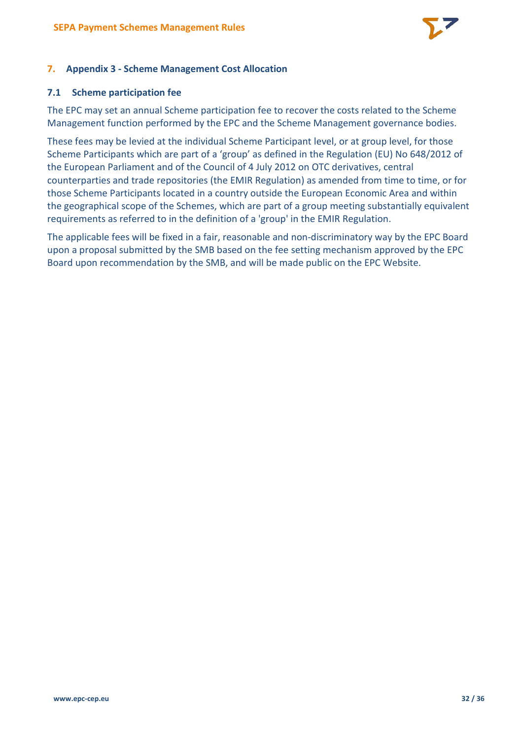## 7. Appendix 3 - Scheme Management Cost Allocation

### 7.1 Scheme participation fee

The EPC may set an annual Scheme participation fee to recover the costs related to the Scheme Management function performed by the EPC and the Scheme Management governance bodies.

These fees may be levied at the individual Scheme Participant level, or at group level, for those Scheme Participants which are part of a 'group' as defined in the Regulation (EU) No 648/2012 of the European Parliament and of the Council of 4 July 2012 on OTC derivatives, central counterparties and trade repositories (the EMIR Regulation) as amended from time to time, or for those Scheme Participants located in a country outside the European Economic Area and within the geographical scope of the Schemes, which are part of a group meeting substantially equivalent requirements as referred to in the definition of a 'group' in the EMIR Regulation.

The applicable fees will be fixed in a fair, reasonable and non-discriminatory way by the EPC Board upon a proposal submitted by the SMB based on the fee setting mechanism approved by the EPC Board upon recommendation by the SMB, and will be made public on the EPC Website.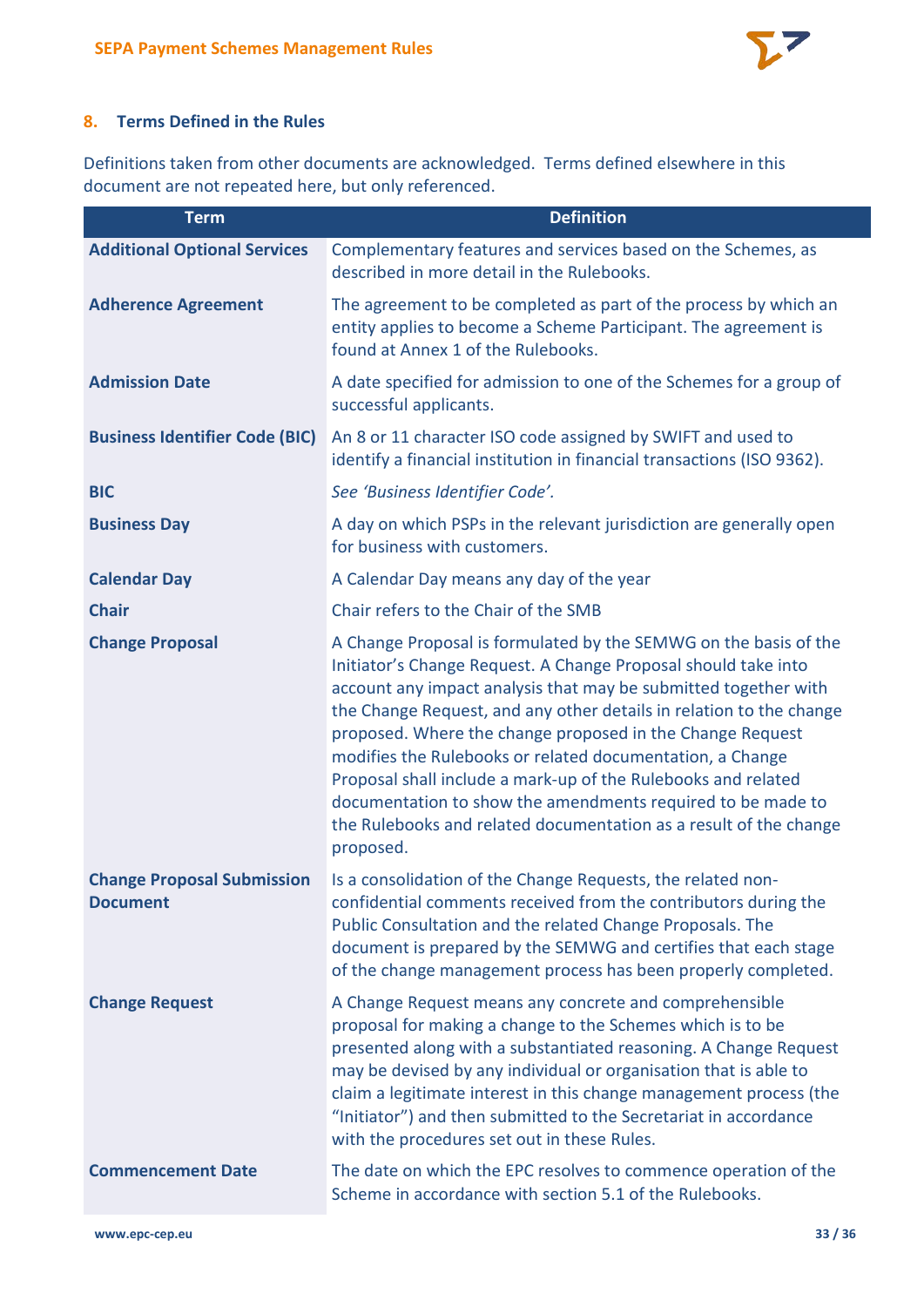## 8. Terms Defined in the Rules

Definitions taken from other documents are acknowledged. Terms defined elsewhere in this document are not repeated here, but only referenced.

| Term | Definition |
|---|---|
| **Additional Optional Services** | Complementary features and services based on the Schemes, as described in more detail in the Rulebooks. |
| **Adherence Agreement** | The agreement to be completed as part of the process by which an entity applies to become a Scheme Participant. The agreement is found at Annex 1 of the Rulebooks. |
| **Admission Date** | A date specified for admission to one of the Schemes for a group of successful applicants. |
| **Business Identifier Code (BIC)** | An 8 or 11 character ISO code assigned by SWIFT and used to identify a financial institution in financial transactions (ISO 9362). |
| **BIC** | *See 'Business Identifier Code'.* |
| **Business Day** | A day on which PSPs in the relevant jurisdiction are generally open for business with customers. |
| **Calendar Day** | A Calendar Day means any day of the year |
| **Chair** | Chair refers to the Chair of the SMB |
| **Change Proposal** | A Change Proposal is formulated by the SEMWG on the basis of the Initiator's Change Request. A Change Proposal should take into account any impact analysis that may be submitted together with the Change Request, and any other details in relation to the change proposed. Where the change proposed in the Change Request modifies the Rulebooks or related documentation, a Change Proposal shall include a mark-up of the Rulebooks and related documentation to show the amendments required to be made to the Rulebooks and related documentation as a result of the change proposed. |
| **Change Proposal Submission Document** | Is a consolidation of the Change Requests, the related non-confidential comments received from the contributors during the Public Consultation and the related Change Proposals. The document is prepared by the SEMWG and certifies that each stage of the change management process has been properly completed. |
| **Change Request** | A Change Request means any concrete and comprehensible proposal for making a change to the Schemes which is to be presented along with a substantiated reasoning. A Change Request may be devised by any individual or organisation that is able to claim a legitimate interest in this change management process (the "Initiator") and then submitted to the Secretariat in accordance with the procedures set out in these Rules. |
| **Commencement Date** | The date on which the EPC resolves to commence operation of the Scheme in accordance with section 5.1 of the Rulebooks. |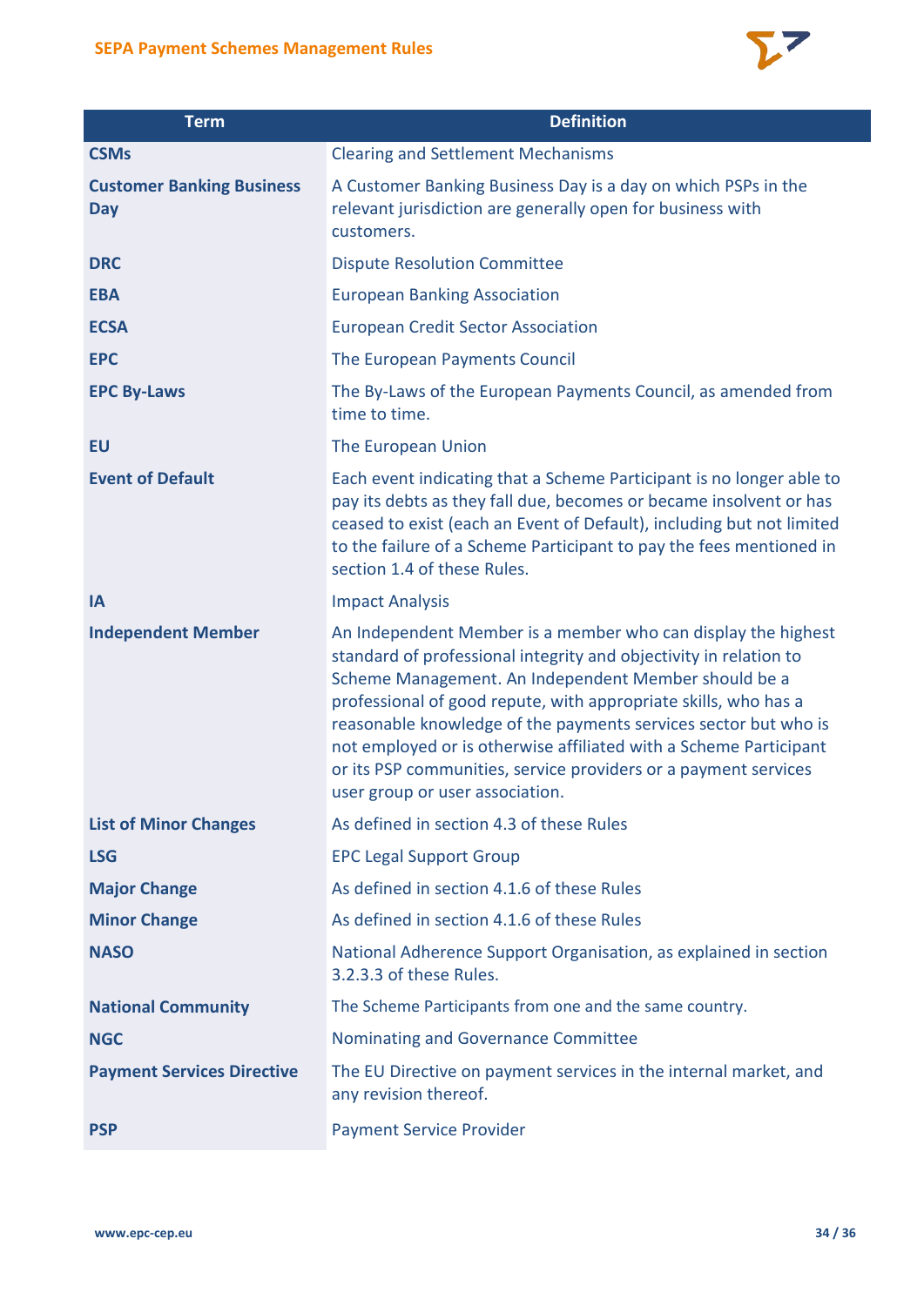| Term | Definition |
|---|---|
| **CSMs** | Clearing and Settlement Mechanisms |
| **Customer Banking Business Day** | A Customer Banking Business Day is a day on which PSPs in the relevant jurisdiction are generally open for business with customers. |
| **DRC** | Dispute Resolution Committee |
| **EBA** | European Banking Association |
| **ECSA** | European Credit Sector Association |
| **EPC** | The European Payments Council |
| **EPC By-Laws** | The By-Laws of the European Payments Council, as amended from time to time. |
| **EU** | The European Union |
| **Event of Default** | Each event indicating that a Scheme Participant is no longer able to pay its debts as they fall due, becomes or became insolvent or has ceased to exist (each an Event of Default), including but not limited to the failure of a Scheme Participant to pay the fees mentioned in section 1.4 of these Rules. |
| **IA** | Impact Analysis |
| **Independent Member** | An Independent Member is a member who can display the highest standard of professional integrity and objectivity in relation to Scheme Management. An Independent Member should be a professional of good repute, with appropriate skills, who has a reasonable knowledge of the payments services sector but who is not employed or is otherwise affiliated with a Scheme Participant or its PSP communities, service providers or a payment services user group or user association. |
| **List of Minor Changes** | As defined in section 4.3 of these Rules |
| **LSG** | EPC Legal Support Group |
| **Major Change** | As defined in section 4.1.6 of these Rules |
| **Minor Change** | As defined in section 4.1.6 of these Rules |
| **NASO** | National Adherence Support Organisation, as explained in section 3.2.3.3 of these Rules. |
| **National Community** | The Scheme Participants from one and the same country. |
| **NGC** | Nominating and Governance Committee |
| **Payment Services Directive** | The EU Directive on payment services in the internal market, and any revision thereof. |
| **PSP** | Payment Service Provider |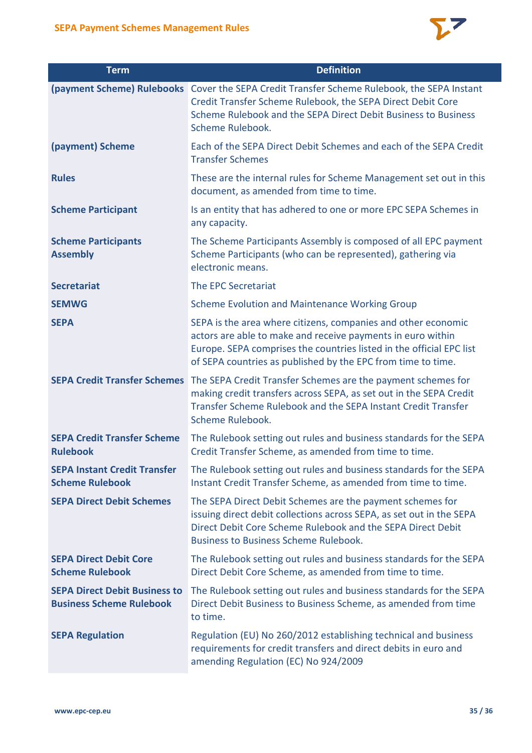| Term | Definition |
|---|---|
| **(payment Scheme) Rulebooks** | Cover the SEPA Credit Transfer Scheme Rulebook, the SEPA Instant Credit Transfer Scheme Rulebook, the SEPA Direct Debit Core Scheme Rulebook and the SEPA Direct Debit Business to Business Scheme Rulebook. |
| **(payment) Scheme** | Each of the SEPA Direct Debit Schemes and each of the SEPA Credit Transfer Schemes |
| **Rules** | These are the internal rules for Scheme Management set out in this document, as amended from time to time. |
| **Scheme Participant** | Is an entity that has adhered to one or more EPC SEPA Schemes in any capacity. |
| **Scheme Participants Assembly** | The Scheme Participants Assembly is composed of all EPC payment Scheme Participants (who can be represented), gathering via electronic means. |
| **Secretariat** | The EPC Secretariat |
| **SEMWG** | Scheme Evolution and Maintenance Working Group |
| **SEPA** | SEPA is the area where citizens, companies and other economic actors are able to make and receive payments in euro within Europe. SEPA comprises the countries listed in the official EPC list of SEPA countries as published by the EPC from time to time. |
| **SEPA Credit Transfer Schemes** | The SEPA Credit Transfer Schemes are the payment schemes for making credit transfers across SEPA, as set out in the SEPA Credit Transfer Scheme Rulebook and the SEPA Instant Credit Transfer Scheme Rulebook. |
| **SEPA Credit Transfer Scheme Rulebook** | The Rulebook setting out rules and business standards for the SEPA Credit Transfer Scheme, as amended from time to time. |
| **SEPA Instant Credit Transfer Scheme Rulebook** | The Rulebook setting out rules and business standards for the SEPA Instant Credit Transfer Scheme, as amended from time to time. |
| **SEPA Direct Debit Schemes** | The SEPA Direct Debit Schemes are the payment schemes for issuing direct debit collections across SEPA, as set out in the SEPA Direct Debit Core Scheme Rulebook and the SEPA Direct Debit Business to Business Scheme Rulebook. |
| **SEPA Direct Debit Core Scheme Rulebook** | The Rulebook setting out rules and business standards for the SEPA Direct Debit Core Scheme, as amended from time to time. |
| **SEPA Direct Debit Business to Business Scheme Rulebook** | The Rulebook setting out rules and business standards for the SEPA Direct Debit Business to Business Scheme, as amended from time to time. |
| **SEPA Regulation** | Regulation (EU) No 260/2012 establishing technical and business requirements for credit transfers and direct debits in euro and amending Regulation (EC) No 924/2009 |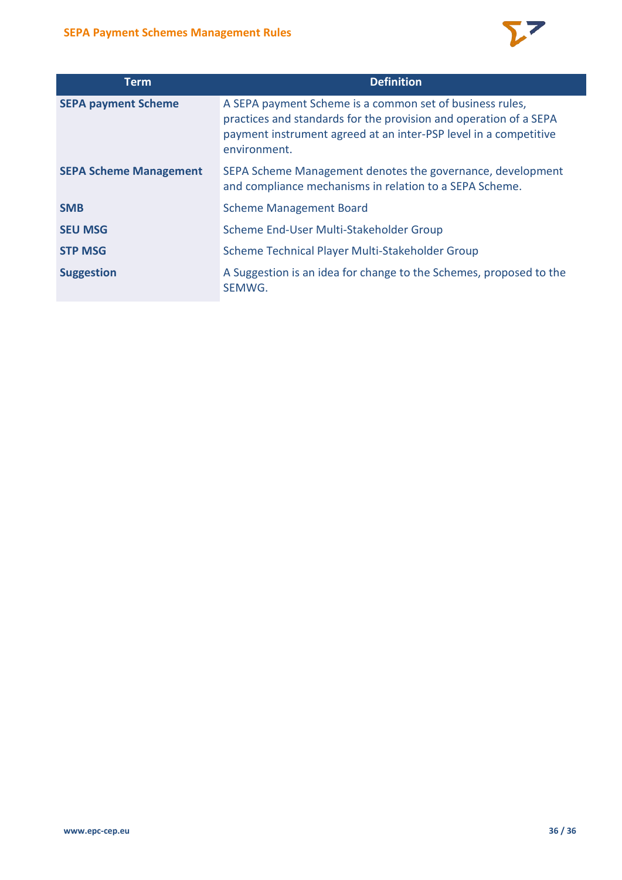| Term | Definition |
| --- | --- |
| **SEPA payment Scheme** | A SEPA payment Scheme is a common set of business rules, practices and standards for the provision and operation of a SEPA payment instrument agreed at an inter-PSP level in a competitive environment. |
| **SEPA Scheme Management** | SEPA Scheme Management denotes the governance, development and compliance mechanisms in relation to a SEPA Scheme. |
| **SMB** | Scheme Management Board |
| **SEU MSG** | Scheme End-User Multi-Stakeholder Group |
| **STP MSG** | Scheme Technical Player Multi-Stakeholder Group |
| **Suggestion** | A Suggestion is an idea for change to the Schemes, proposed to the SEMWG. |